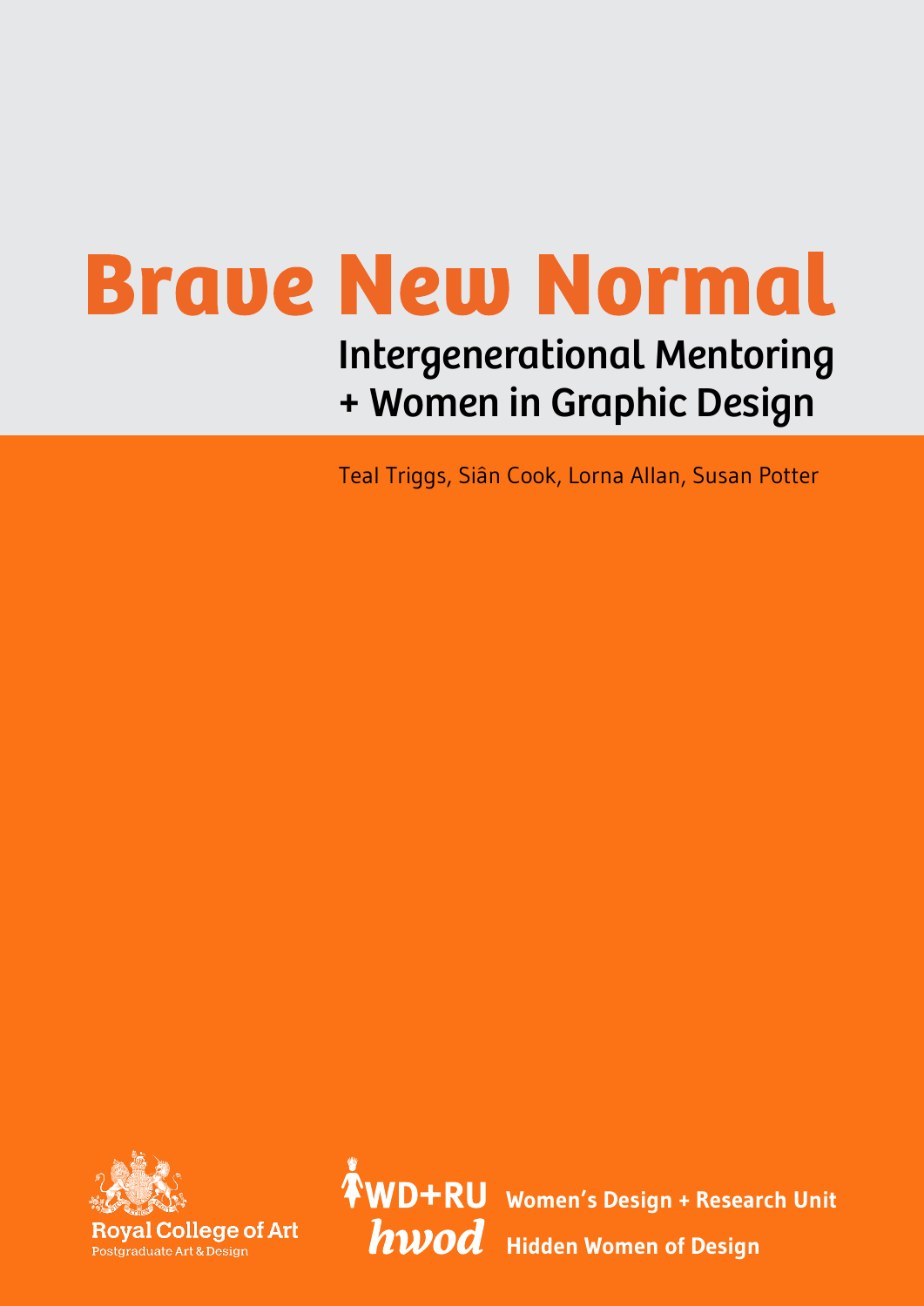# Brave New Normal

## Intergenerational Mentoring + Women in Graphic Design

Teal Triggs, Siân Cook, Lorna Allan, Susan Potter

Royal College of Art
Postgraduate Art & Design

WD+RU Women's Design + Research Unit

hwod Hidden Women of Design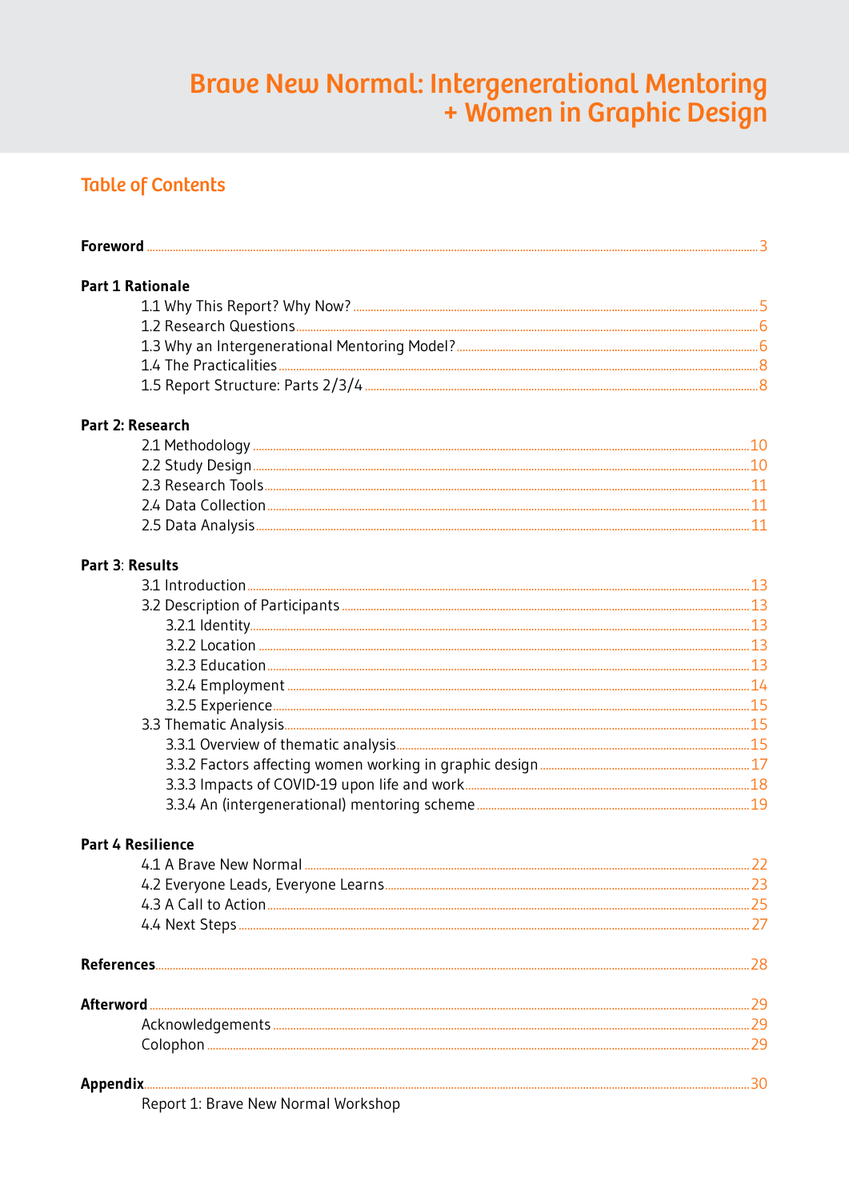# Brave New Normal: Intergenerational Mentoring + Women in Graphic Design

## Table of Contents

**Foreword** ..... 3

**Part 1 Rationale**
- 1.1 Why This Report? Why Now? ..... 5
- 1.2 Research Questions ..... 6
- 1.3 Why an Intergenerational Mentoring Model? ..... 6
- 1.4 The Practicalities ..... 8
- 1.5 Report Structure: Parts 2/3/4 ..... 8

**Part 2: Research**
- 2.1 Methodology ..... 10
- 2.2 Study Design ..... 10
- 2.3 Research Tools ..... 11
- 2.4 Data Collection ..... 11
- 2.5 Data Analysis ..... 11

**Part 3**: **Results**
- 3.1 Introduction ..... 13
- 3.2 Description of Participants ..... 13
  - 3.2.1 Identity ..... 13
  - 3.2.2 Location ..... 13
  - 3.2.3 Education ..... 13
  - 3.2.4 Employment ..... 14
  - 3.2.5 Experience ..... 15
- 3.3 Thematic Analysis ..... 15
  - 3.3.1 Overview of thematic analysis ..... 15
  - 3.3.2 Factors affecting women working in graphic design ..... 17
  - 3.3.3 Impacts of COVID-19 upon life and work ..... 18
  - 3.3.4 An (intergenerational) mentoring scheme ..... 19

**Part 4 Resilience**
- 4.1 A Brave New Normal ..... 22
- 4.2 Everyone Leads, Everyone Learns ..... 23
- 4.3 A Call to Action ..... 25
- 4.4 Next Steps ..... 27

**References** ..... 28

**Afterword** ..... 29
- Acknowledgements ..... 29
- Colophon ..... 29

**Appendix** ..... 30
- Report 1: Brave New Normal Workshop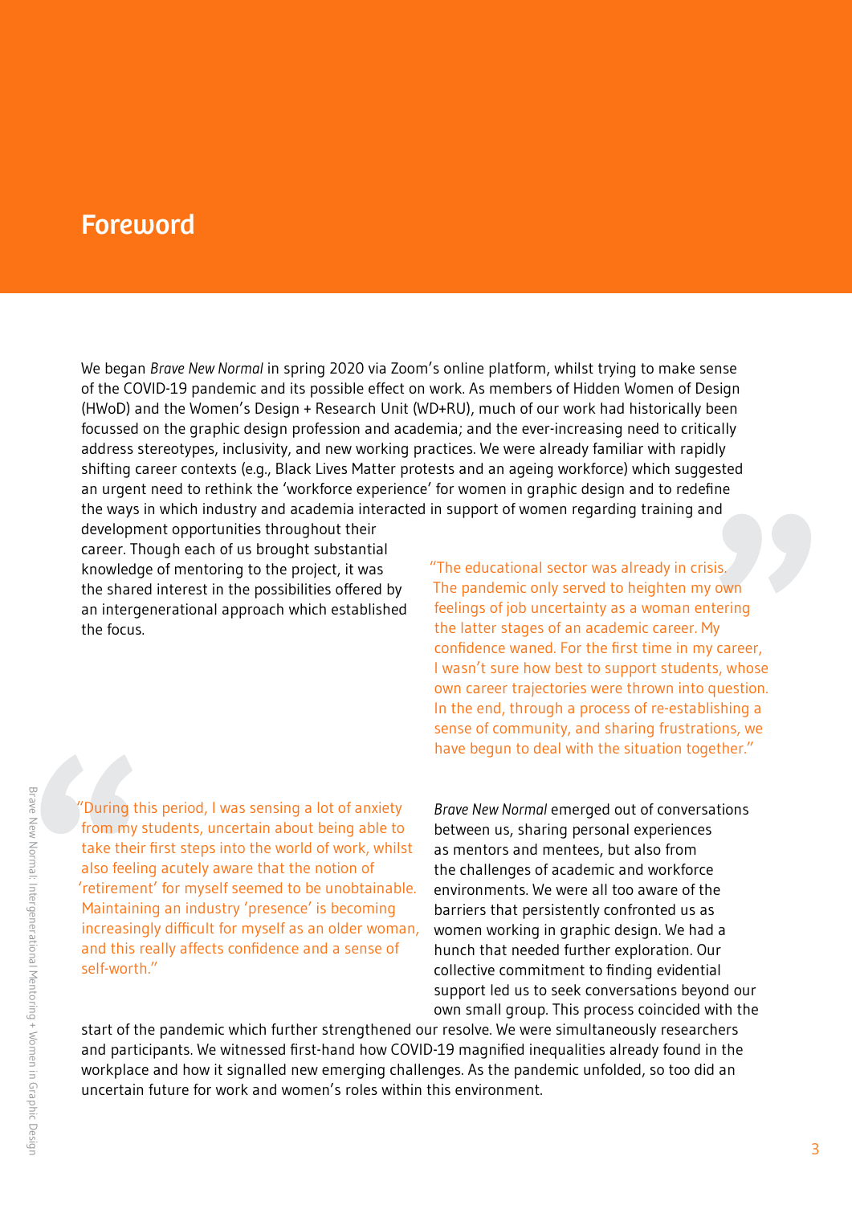# Foreword

We began *Brave New Normal* in spring 2020 via Zoom's online platform, whilst trying to make sense of the COVID-19 pandemic and its possible effect on work. As members of Hidden Women of Design (HWoD) and the Women's Design + Research Unit (WD+RU), much of our work had historically been focussed on the graphic design profession and academia; and the ever-increasing need to critically address stereotypes, inclusivity, and new working practices. We were already familiar with rapidly shifting career contexts (e.g., Black Lives Matter protests and an ageing workforce) which suggested an urgent need to rethink the 'workforce experience' for women in graphic design and to redefine the ways in which industry and academia interacted in support of women regarding training and development opportunities throughout their career. Though each of us brought substantial knowledge of mentoring to the project, it was the shared interest in the possibilities offered by an intergenerational approach which established the focus.

> "The educational sector was already in crisis. The pandemic only served to heighten my own feelings of job uncertainty as a woman entering the latter stages of an academic career. My confidence waned. For the first time in my career, I wasn't sure how best to support students, whose own career trajectories were thrown into question. In the end, through a process of re-establishing a sense of community, and sharing frustrations, we have begun to deal with the situation together."

> "During this period, I was sensing a lot of anxiety from my students, uncertain about being able to take their first steps into the world of work, whilst also feeling acutely aware that the notion of 'retirement' for myself seemed to be unobtainable. Maintaining an industry 'presence' is becoming increasingly difficult for myself as an older woman, and this really affects confidence and a sense of self-worth."

*Brave New Normal* emerged out of conversations between us, sharing personal experiences as mentors and mentees, but also from the challenges of academic and workforce environments. We were all too aware of the barriers that persistently confronted us as women working in graphic design. We had a hunch that needed further exploration. Our collective commitment to finding evidential support led us to seek conversations beyond our own small group. This process coincided with the start of the pandemic which further strengthened our resolve. We were simultaneously researchers and participants. We witnessed first-hand how COVID-19 magnified inequalities already found in the workplace and how it signalled new emerging challenges. As the pandemic unfolded, so too did an uncertain future for work and women's roles within this environment.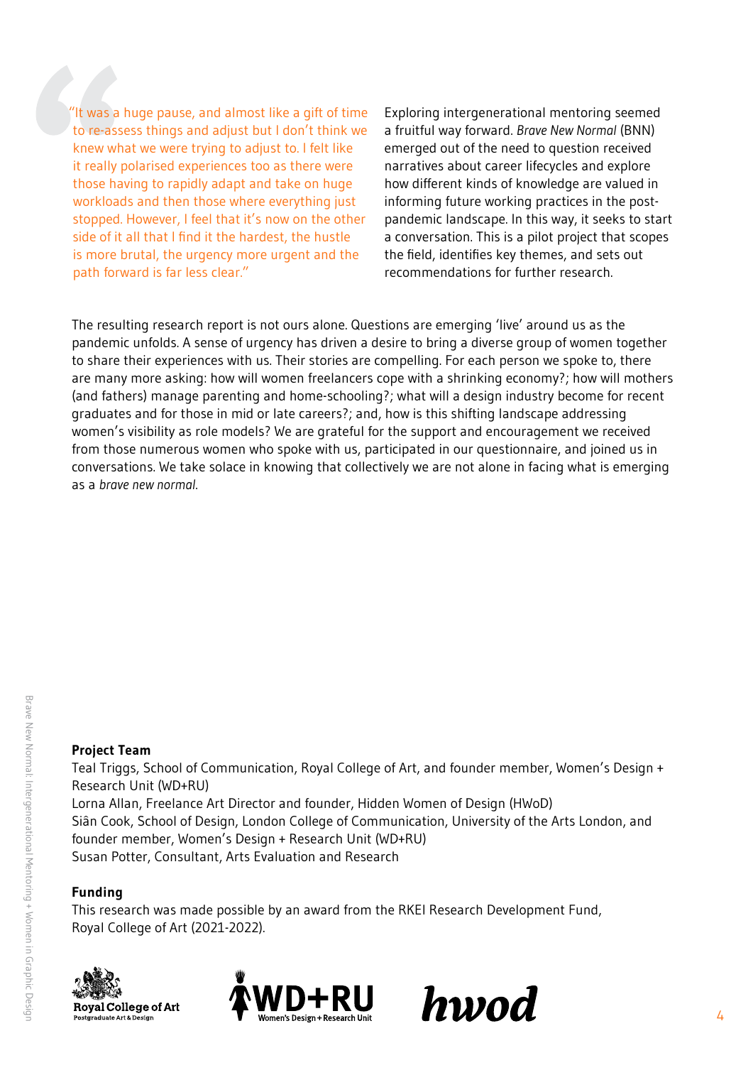"It was a huge pause, and almost like a gift of time to re-assess things and adjust but I don't think we knew what we were trying to adjust to. I felt like it really polarised experiences too as there were those having to rapidly adapt and take on huge workloads and then those where everything just stopped. However, I feel that it's now on the other side of it all that I find it the hardest, the hustle is more brutal, the urgency more urgent and the path forward is far less clear."

Exploring intergenerational mentoring seemed a fruitful way forward. *Brave New Normal* (BNN) emerged out of the need to question received narratives about career lifecycles and explore how different kinds of knowledge are valued in informing future working practices in the post-pandemic landscape. In this way, it seeks to start a conversation. This is a pilot project that scopes the field, identifies key themes, and sets out recommendations for further research.

The resulting research report is not ours alone. Questions are emerging 'live' around us as the pandemic unfolds. A sense of urgency has driven a desire to bring a diverse group of women together to share their experiences with us. Their stories are compelling. For each person we spoke to, there are many more asking: how will women freelancers cope with a shrinking economy?; how will mothers (and fathers) manage parenting and home-schooling?; what will a design industry become for recent graduates and for those in mid or late careers?; and, how is this shifting landscape addressing women's visibility as role models? We are grateful for the support and encouragement we received from those numerous women who spoke with us, participated in our questionnaire, and joined us in conversations. We take solace in knowing that collectively we are not alone in facing what is emerging as a *brave new normal*.

**Project Team**

Teal Triggs, School of Communication, Royal College of Art, and founder member, Women's Design + Research Unit (WD+RU)
Lorna Allan, Freelance Art Director and founder, Hidden Women of Design (HWoD)
Siân Cook, School of Design, London College of Communication, University of the Arts London, and founder member, Women's Design + Research Unit (WD+RU)
Susan Potter, Consultant, Arts Evaluation and Research

**Funding**

This research was made possible by an award from the RKEI Research Development Fund, Royal College of Art (2021-2022).

Royal College of Art
Postgraduate Art & Design

WD+RU
Women's Design + Research Unit

hwod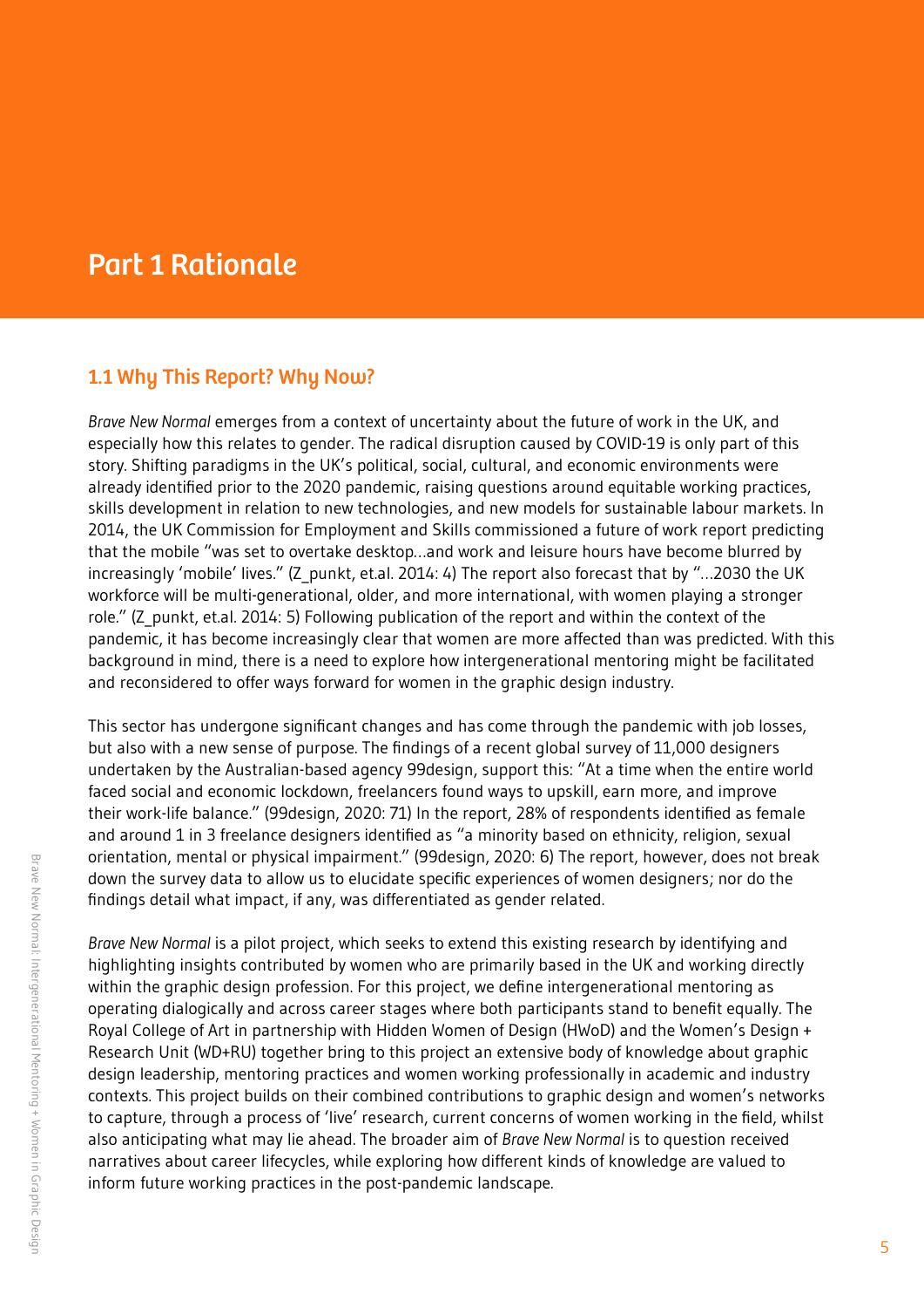# Part 1 Rationale

## 1.1 Why This Report? Why Now?

*Brave New Normal* emerges from a context of uncertainty about the future of work in the UK, and especially how this relates to gender. The radical disruption caused by COVID-19 is only part of this story. Shifting paradigms in the UK's political, social, cultural, and economic environments were already identified prior to the 2020 pandemic, raising questions around equitable working practices, skills development in relation to new technologies, and new models for sustainable labour markets. In 2014, the UK Commission for Employment and Skills commissioned a future of work report predicting that the mobile "was set to overtake desktop…and work and leisure hours have become blurred by increasingly 'mobile' lives." (Z_punkt, et.al. 2014: 4) The report also forecast that by "…2030 the UK workforce will be multi-generational, older, and more international, with women playing a stronger role." (Z_punkt, et.al. 2014: 5) Following publication of the report and within the context of the pandemic, it has become increasingly clear that women are more affected than was predicted. With this background in mind, there is a need to explore how intergenerational mentoring might be facilitated and reconsidered to offer ways forward for women in the graphic design industry.

This sector has undergone significant changes and has come through the pandemic with job losses, but also with a new sense of purpose. The findings of a recent global survey of 11,000 designers undertaken by the Australian-based agency 99design, support this: "At a time when the entire world faced social and economic lockdown, freelancers found ways to upskill, earn more, and improve their work-life balance." (99design, 2020: 71) In the report, 28% of respondents identified as female and around 1 in 3 freelance designers identified as "a minority based on ethnicity, religion, sexual orientation, mental or physical impairment." (99design, 2020: 6) The report, however, does not break down the survey data to allow us to elucidate specific experiences of women designers; nor do the findings detail what impact, if any, was differentiated as gender related.

*Brave New Normal* is a pilot project, which seeks to extend this existing research by identifying and highlighting insights contributed by women who are primarily based in the UK and working directly within the graphic design profession. For this project, we define intergenerational mentoring as operating dialogically and across career stages where both participants stand to benefit equally. The Royal College of Art in partnership with Hidden Women of Design (HWoD) and the Women's Design + Research Unit (WD+RU) together bring to this project an extensive body of knowledge about graphic design leadership, mentoring practices and women working professionally in academic and industry contexts. This project builds on their combined contributions to graphic design and women's networks to capture, through a process of 'live' research, current concerns of women working in the field, whilst also anticipating what may lie ahead. The broader aim of *Brave New Normal* is to question received narratives about career lifecycles, while exploring how different kinds of knowledge are valued to inform future working practices in the post-pandemic landscape.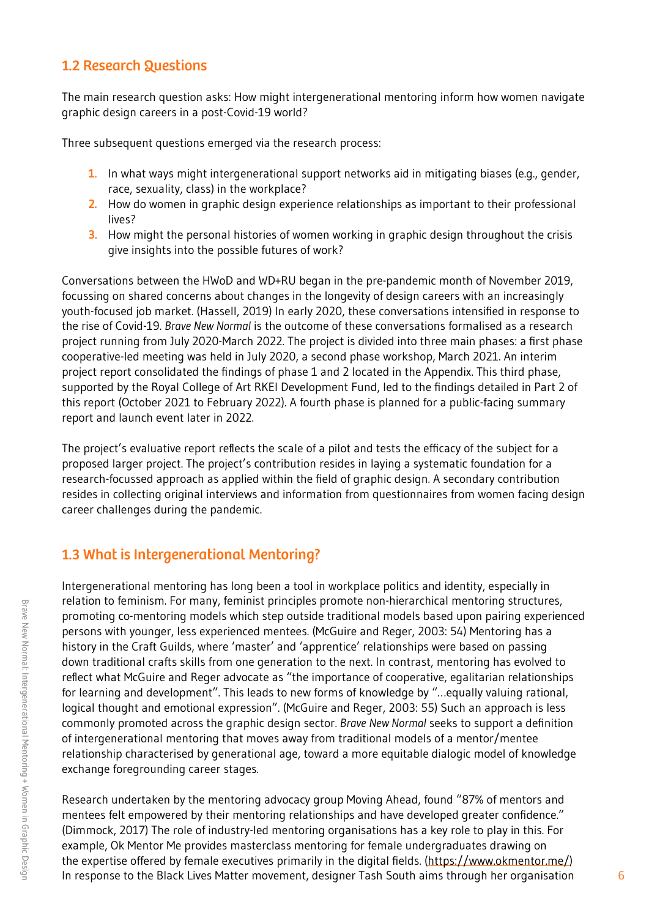## 1.2 Research Questions

The main research question asks: How might intergenerational mentoring inform how women navigate graphic design careers in a post-Covid-19 world?

Three subsequent questions emerged via the research process:

1. In what ways might intergenerational support networks aid in mitigating biases (e.g., gender, race, sexuality, class) in the workplace?
2. How do women in graphic design experience relationships as important to their professional lives?
3. How might the personal histories of women working in graphic design throughout the crisis give insights into the possible futures of work?

Conversations between the HWoD and WD+RU began in the pre-pandemic month of November 2019, focussing on shared concerns about changes in the longevity of design careers with an increasingly youth-focused job market. (Hassell, 2019) In early 2020, these conversations intensified in response to the rise of Covid-19. *Brave New Normal* is the outcome of these conversations formalised as a research project running from July 2020-March 2022. The project is divided into three main phases: a first phase cooperative-led meeting was held in July 2020, a second phase workshop, March 2021. An interim project report consolidated the findings of phase 1 and 2 located in the Appendix. This third phase, supported by the Royal College of Art RKEI Development Fund, led to the findings detailed in Part 2 of this report (October 2021 to February 2022). A fourth phase is planned for a public-facing summary report and launch event later in 2022.

The project's evaluative report reflects the scale of a pilot and tests the efficacy of the subject for a proposed larger project. The project's contribution resides in laying a systematic foundation for a research-focussed approach as applied within the field of graphic design. A secondary contribution resides in collecting original interviews and information from questionnaires from women facing design career challenges during the pandemic.

## 1.3 What is Intergenerational Mentoring?

Intergenerational mentoring has long been a tool in workplace politics and identity, especially in relation to feminism. For many, feminist principles promote non-hierarchical mentoring structures, promoting co-mentoring models which step outside traditional models based upon pairing experienced persons with younger, less experienced mentees. (McGuire and Reger, 2003: 54) Mentoring has a history in the Craft Guilds, where 'master' and 'apprentice' relationships were based on passing down traditional crafts skills from one generation to the next. In contrast, mentoring has evolved to reflect what McGuire and Reger advocate as "the importance of cooperative, egalitarian relationships for learning and development". This leads to new forms of knowledge by "...equally valuing rational, logical thought and emotional expression". (McGuire and Reger, 2003: 55) Such an approach is less commonly promoted across the graphic design sector. *Brave New Normal* seeks to support a definition of intergenerational mentoring that moves away from traditional models of a mentor/mentee relationship characterised by generational age, toward a more equitable dialogic model of knowledge exchange foregrounding career stages.

Research undertaken by the mentoring advocacy group Moving Ahead, found "87% of mentors and mentees felt empowered by their mentoring relationships and have developed greater confidence." (Dimmock, 2017) The role of industry-led mentoring organisations has a key role to play in this. For example, Ok Mentor Me provides masterclass mentoring for female undergraduates drawing on the expertise offered by female executives primarily in the digital fields. (https://www.okmentor.me/) In response to the Black Lives Matter movement, designer Tash South aims through her organisation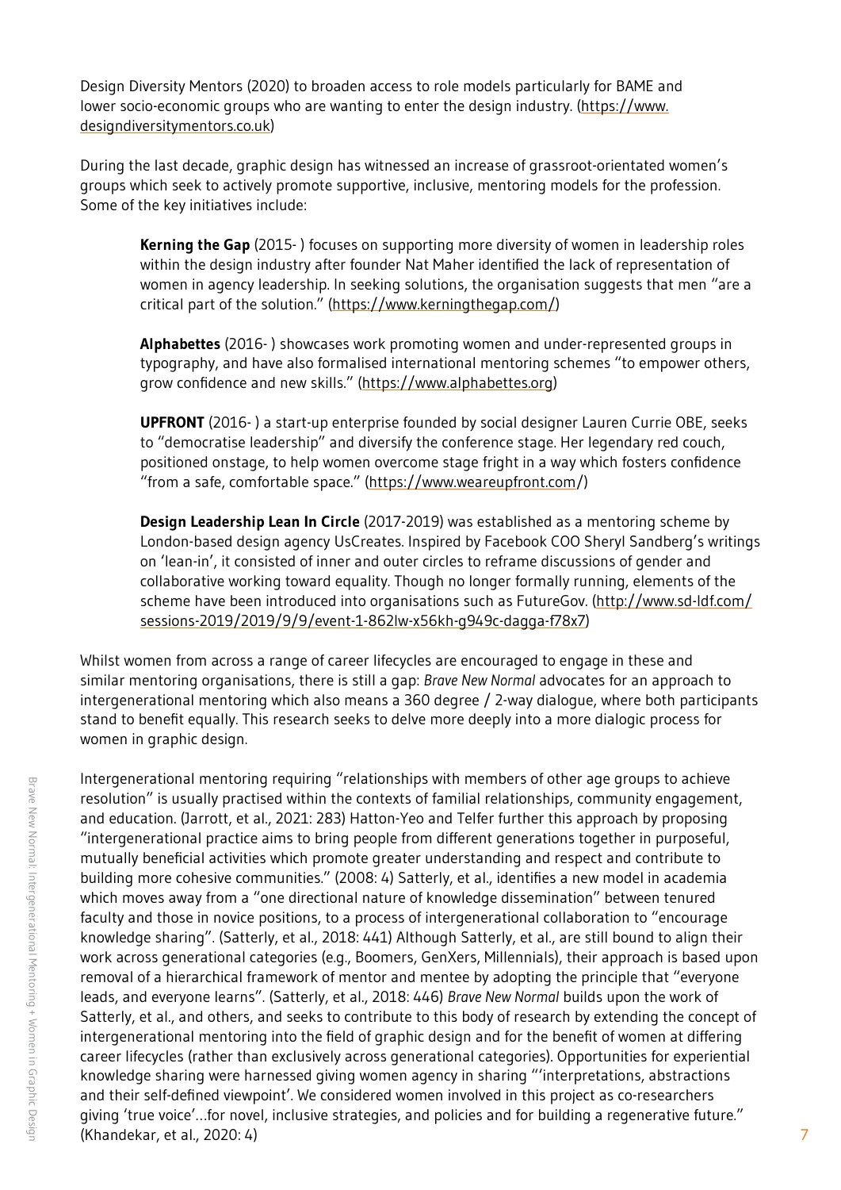Design Diversity Mentors (2020) to broaden access to role models particularly for BAME and lower socio-economic groups who are wanting to enter the design industry. (https://www.designdiversitymentors.co.uk)

During the last decade, graphic design has witnessed an increase of grassroot-orientated women's groups which seek to actively promote supportive, inclusive, mentoring models for the profession. Some of the key initiatives include:

> **Kerning the Gap** (2015- ) focuses on supporting more diversity of women in leadership roles within the design industry after founder Nat Maher identified the lack of representation of women in agency leadership. In seeking solutions, the organisation suggests that men "are a critical part of the solution." (https://www.kerningthegap.com/)
>
> **Alphabettes** (2016- ) showcases work promoting women and under-represented groups in typography, and have also formalised international mentoring schemes "to empower others, grow confidence and new skills." (https://www.alphabettes.org)
>
> **UPFRONT** (2016- ) a start-up enterprise founded by social designer Lauren Currie OBE, seeks to "democratise leadership" and diversify the conference stage. Her legendary red couch, positioned onstage, to help women overcome stage fright in a way which fosters confidence "from a safe, comfortable space." (https://www.weareupfront.com/)
>
> **Design Leadership Lean In Circle** (2017-2019) was established as a mentoring scheme by London-based design agency UsCreates. Inspired by Facebook COO Sheryl Sandberg's writings on 'lean-in', it consisted of inner and outer circles to reframe discussions of gender and collaborative working toward equality. Though no longer formally running, elements of the scheme have been introduced into organisations such as FutureGov. (http://www.sd-ldf.com/sessions-2019/2019/9/9/event-1-862lw-x56kh-g949c-dagga-f78x7)

Whilst women from across a range of career lifecycles are encouraged to engage in these and similar mentoring organisations, there is still a gap: *Brave New Normal* advocates for an approach to intergenerational mentoring which also means a 360 degree / 2-way dialogue, where both participants stand to benefit equally. This research seeks to delve more deeply into a more dialogic process for women in graphic design.

Intergenerational mentoring requiring "relationships with members of other age groups to achieve resolution" is usually practised within the contexts of familial relationships, community engagement, and education. (Jarrott, et al., 2021: 283) Hatton-Yeo and Telfer further this approach by proposing "intergenerational practice aims to bring people from different generations together in purposeful, mutually beneficial activities which promote greater understanding and respect and contribute to building more cohesive communities." (2008: 4) Satterly, et al., identifies a new model in academia which moves away from a "one directional nature of knowledge dissemination" between tenured faculty and those in novice positions, to a process of intergenerational collaboration to "encourage knowledge sharing". (Satterly, et al., 2018: 441) Although Satterly, et al., are still bound to align their work across generational categories (e.g., Boomers, GenXers, Millennials), their approach is based upon removal of a hierarchical framework of mentor and mentee by adopting the principle that "everyone leads, and everyone learns". (Satterly, et al., 2018: 446) *Brave New Normal* builds upon the work of Satterly, et al., and others, and seeks to contribute to this body of research by extending the concept of intergenerational mentoring into the field of graphic design and for the benefit of women at differing career lifecycles (rather than exclusively across generational categories). Opportunities for experiential knowledge sharing were harnessed giving women agency in sharing "'interpretations, abstractions and their self-defined viewpoint'. We considered women involved in this project as co-researchers giving 'true voice'…for novel, inclusive strategies, and policies and for building a regenerative future." (Khandekar, et al., 2020: 4)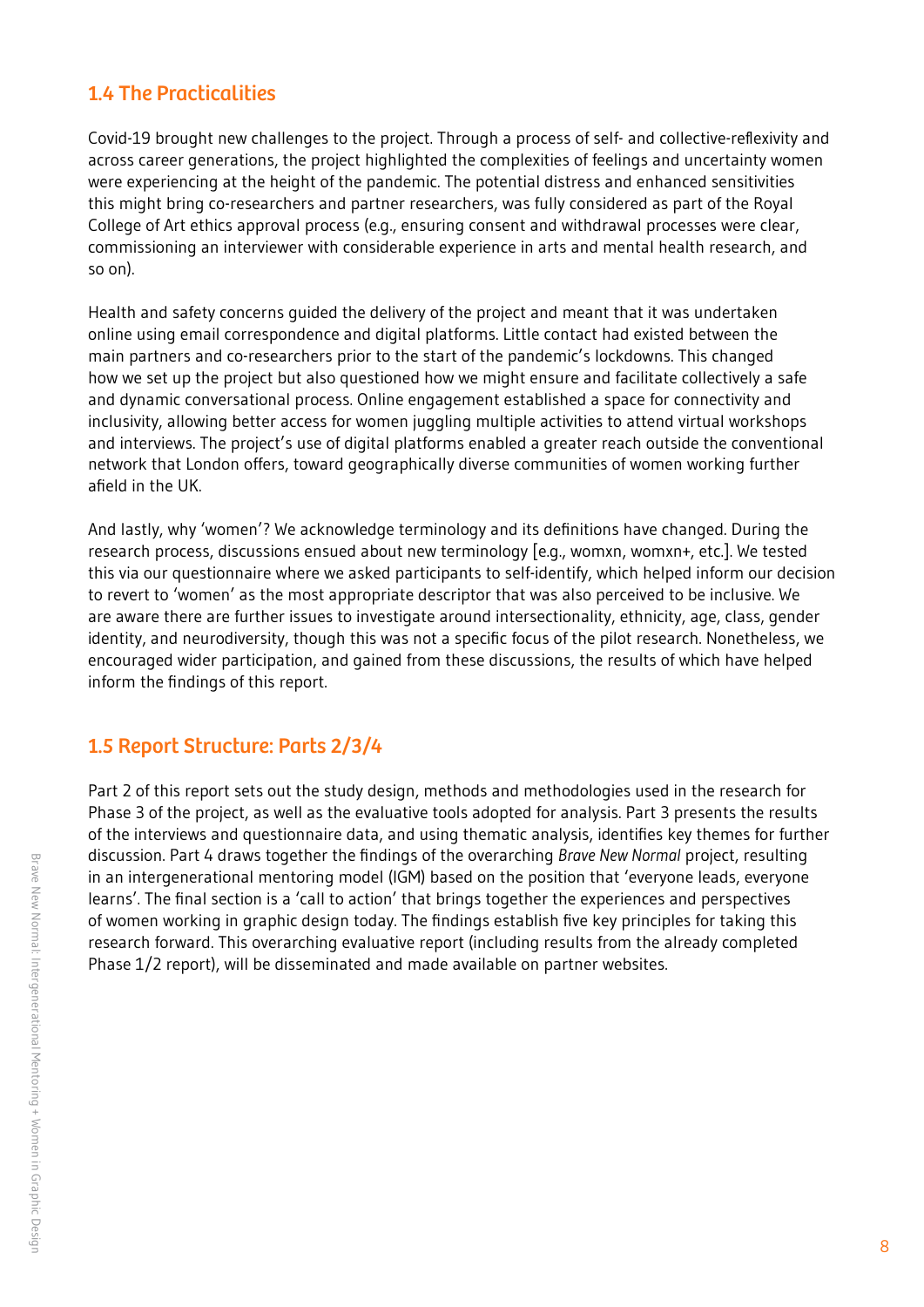## 1.4 The Practicalities

Covid-19 brought new challenges to the project. Through a process of self- and collective-reflexivity and across career generations, the project highlighted the complexities of feelings and uncertainty women were experiencing at the height of the pandemic. The potential distress and enhanced sensitivities this might bring co-researchers and partner researchers, was fully considered as part of the Royal College of Art ethics approval process (e.g., ensuring consent and withdrawal processes were clear, commissioning an interviewer with considerable experience in arts and mental health research, and so on).

Health and safety concerns guided the delivery of the project and meant that it was undertaken online using email correspondence and digital platforms. Little contact had existed between the main partners and co-researchers prior to the start of the pandemic's lockdowns. This changed how we set up the project but also questioned how we might ensure and facilitate collectively a safe and dynamic conversational process. Online engagement established a space for connectivity and inclusivity, allowing better access for women juggling multiple activities to attend virtual workshops and interviews. The project's use of digital platforms enabled a greater reach outside the conventional network that London offers, toward geographically diverse communities of women working further afield in the UK.

And lastly, why 'women'? We acknowledge terminology and its definitions have changed. During the research process, discussions ensued about new terminology [e.g., womxn, womxn+, etc.]. We tested this via our questionnaire where we asked participants to self-identify, which helped inform our decision to revert to 'women' as the most appropriate descriptor that was also perceived to be inclusive. We are aware there are further issues to investigate around intersectionality, ethnicity, age, class, gender identity, and neurodiversity, though this was not a specific focus of the pilot research. Nonetheless, we encouraged wider participation, and gained from these discussions, the results of which have helped inform the findings of this report.

## 1.5 Report Structure: Parts 2/3/4

Part 2 of this report sets out the study design, methods and methodologies used in the research for Phase 3 of the project, as well as the evaluative tools adopted for analysis. Part 3 presents the results of the interviews and questionnaire data, and using thematic analysis, identifies key themes for further discussion. Part 4 draws together the findings of the overarching *Brave New Normal* project, resulting in an intergenerational mentoring model (IGM) based on the position that 'everyone leads, everyone learns'. The final section is a 'call to action' that brings together the experiences and perspectives of women working in graphic design today. The findings establish five key principles for taking this research forward. This overarching evaluative report (including results from the already completed Phase 1/2 report), will be disseminated and made available on partner websites.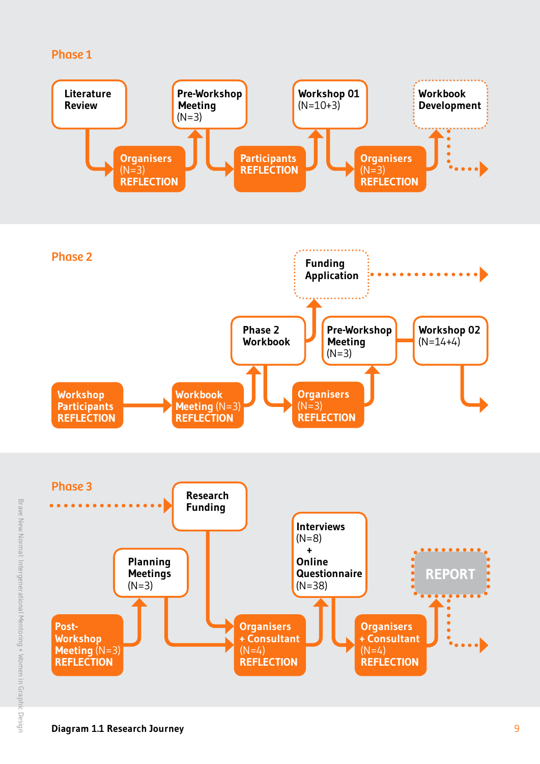## Phase 1

Literature Review → Organisers (N=3) REFLECTION → Pre-Workshop Meeting (N=3) → Participants REFLECTION → Workshop 01 (N=10+3) → Organisers (N=3) REFLECTION → Workbook Development

## Phase 2

Workshop Participants REFLECTION → Workbook Meeting (N=3) REFLECTION → Phase 2 Workbook → Organisers (N=3) REFLECTION → Pre-Workshop Meeting (N=3) → Workshop 02 (N=14+4)

Phase 2 Workbook → Funding Application

## Phase 3

Research Funding

Post-Workshop Meeting (N=3) REFLECTION → Planning Meetings (N=3) → Organisers + Consultant (N=4) REFLECTION → Interviews (N=8) + Online Questionnaire (N=38) → Organisers + Consultant (N=4) REFLECTION → REPORT

**Diagram 1.1 Research Journey**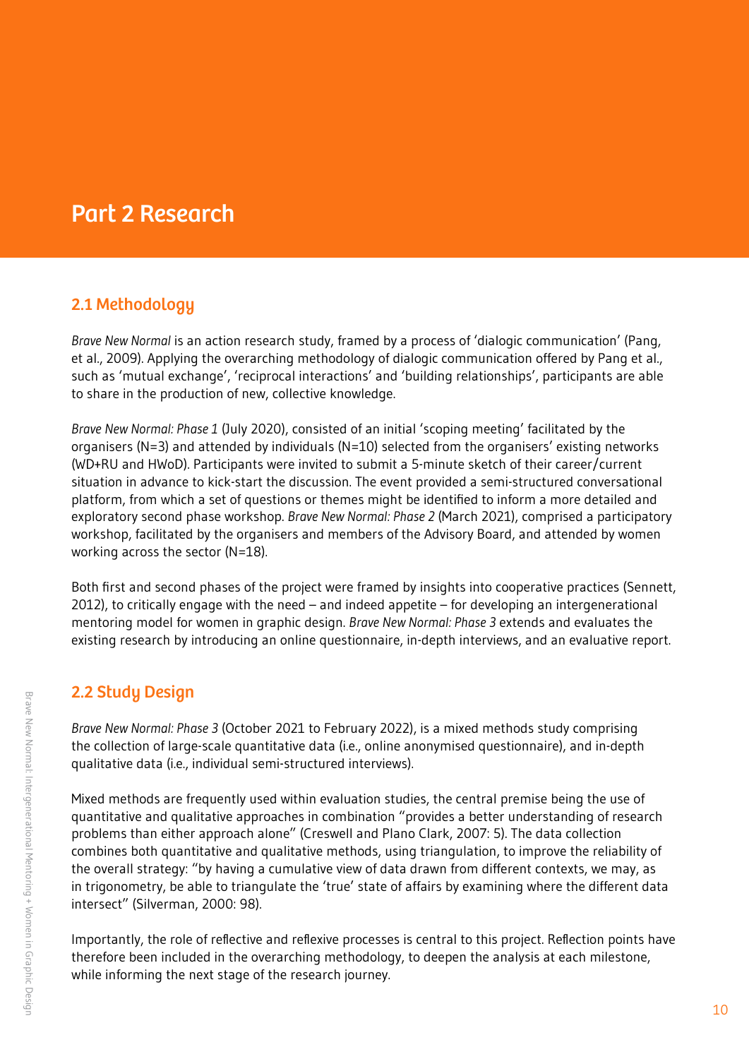# Part 2 Research

## 2.1 Methodology

*Brave New Normal* is an action research study, framed by a process of 'dialogic communication' (Pang, et al., 2009). Applying the overarching methodology of dialogic communication offered by Pang et al., such as 'mutual exchange', 'reciprocal interactions' and 'building relationships', participants are able to share in the production of new, collective knowledge.

*Brave New Normal: Phase 1* (July 2020), consisted of an initial 'scoping meeting' facilitated by the organisers (N=3) and attended by individuals (N=10) selected from the organisers' existing networks (WD+RU and HWoD). Participants were invited to submit a 5-minute sketch of their career/current situation in advance to kick-start the discussion. The event provided a semi-structured conversational platform, from which a set of questions or themes might be identified to inform a more detailed and exploratory second phase workshop. *Brave New Normal: Phase 2* (March 2021), comprised a participatory workshop, facilitated by the organisers and members of the Advisory Board, and attended by women working across the sector (N=18).

Both first and second phases of the project were framed by insights into cooperative practices (Sennett, 2012), to critically engage with the need – and indeed appetite – for developing an intergenerational mentoring model for women in graphic design. *Brave New Normal: Phase 3* extends and evaluates the existing research by introducing an online questionnaire, in-depth interviews, and an evaluative report.

## 2.2 Study Design

*Brave New Normal: Phase 3* (October 2021 to February 2022), is a mixed methods study comprising the collection of large-scale quantitative data (i.e., online anonymised questionnaire), and in-depth qualitative data (i.e., individual semi-structured interviews).

Mixed methods are frequently used within evaluation studies, the central premise being the use of quantitative and qualitative approaches in combination "provides a better understanding of research problems than either approach alone" (Creswell and Plano Clark, 2007: 5). The data collection combines both quantitative and qualitative methods, using triangulation, to improve the reliability of the overall strategy: "by having a cumulative view of data drawn from different contexts, we may, as in trigonometry, be able to triangulate the 'true' state of affairs by examining where the different data intersect" (Silverman, 2000: 98).

Importantly, the role of reflective and reflexive processes is central to this project. Reflection points have therefore been included in the overarching methodology, to deepen the analysis at each milestone, while informing the next stage of the research journey.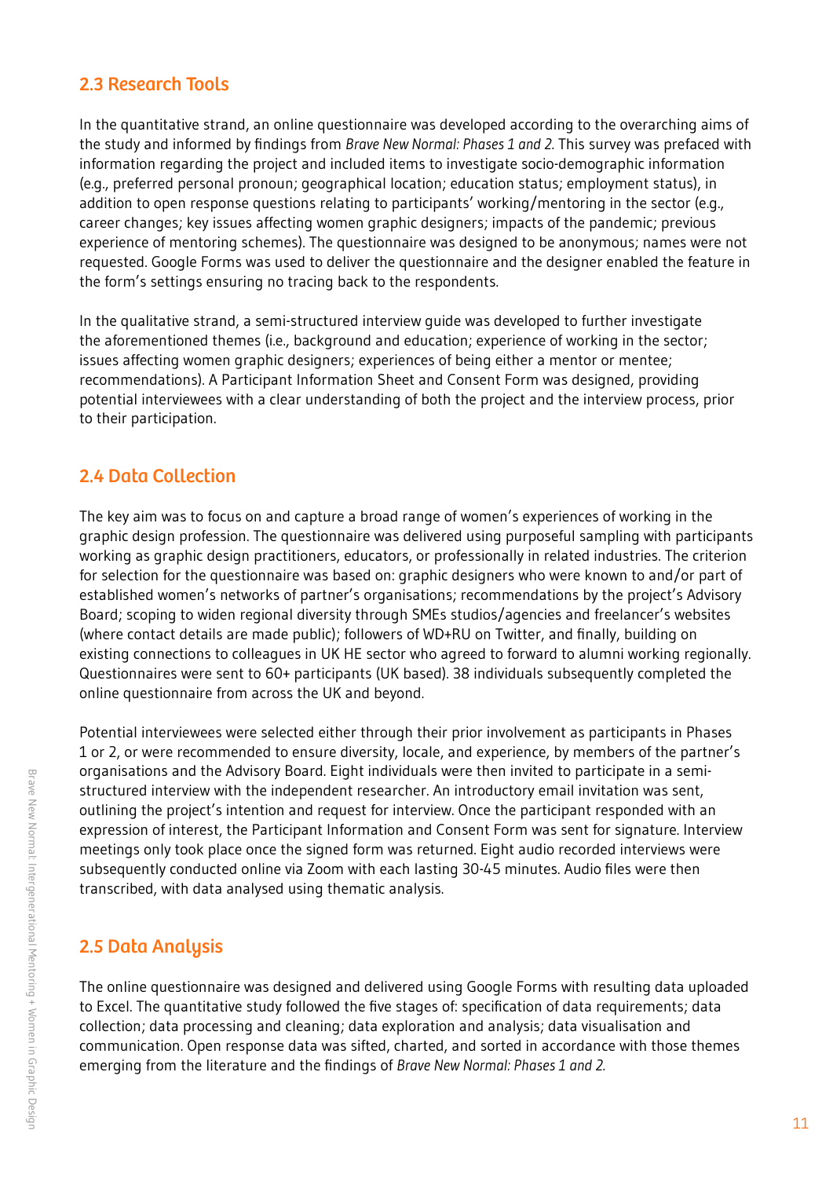## 2.3 Research Tools

In the quantitative strand, an online questionnaire was developed according to the overarching aims of the study and informed by findings from *Brave New Normal: Phases 1 and 2*. This survey was prefaced with information regarding the project and included items to investigate socio-demographic information (e.g., preferred personal pronoun; geographical location; education status; employment status), in addition to open response questions relating to participants' working/mentoring in the sector (e.g., career changes; key issues affecting women graphic designers; impacts of the pandemic; previous experience of mentoring schemes). The questionnaire was designed to be anonymous; names were not requested. Google Forms was used to deliver the questionnaire and the designer enabled the feature in the form's settings ensuring no tracing back to the respondents.

In the qualitative strand, a semi-structured interview guide was developed to further investigate the aforementioned themes (i.e., background and education; experience of working in the sector; issues affecting women graphic designers; experiences of being either a mentor or mentee; recommendations). A Participant Information Sheet and Consent Form was designed, providing potential interviewees with a clear understanding of both the project and the interview process, prior to their participation.

## 2.4 Data Collection

The key aim was to focus on and capture a broad range of women's experiences of working in the graphic design profession. The questionnaire was delivered using purposeful sampling with participants working as graphic design practitioners, educators, or professionally in related industries. The criterion for selection for the questionnaire was based on: graphic designers who were known to and/or part of established women's networks of partner's organisations; recommendations by the project's Advisory Board; scoping to widen regional diversity through SMEs studios/agencies and freelancer's websites (where contact details are made public); followers of WD+RU on Twitter, and finally, building on existing connections to colleagues in UK HE sector who agreed to forward to alumni working regionally. Questionnaires were sent to 60+ participants (UK based). 38 individuals subsequently completed the online questionnaire from across the UK and beyond.

Potential interviewees were selected either through their prior involvement as participants in Phases 1 or 2, or were recommended to ensure diversity, locale, and experience, by members of the partner's organisations and the Advisory Board. Eight individuals were then invited to participate in a semi-structured interview with the independent researcher. An introductory email invitation was sent, outlining the project's intention and request for interview. Once the participant responded with an expression of interest, the Participant Information and Consent Form was sent for signature. Interview meetings only took place once the signed form was returned. Eight audio recorded interviews were subsequently conducted online via Zoom with each lasting 30-45 minutes. Audio files were then transcribed, with data analysed using thematic analysis.

## 2.5 Data Analysis

The online questionnaire was designed and delivered using Google Forms with resulting data uploaded to Excel. The quantitative study followed the five stages of: specification of data requirements; data collection; data processing and cleaning; data exploration and analysis; data visualisation and communication. Open response data was sifted, charted, and sorted in accordance with those themes emerging from the literature and the findings of *Brave New Normal: Phases 1 and 2.*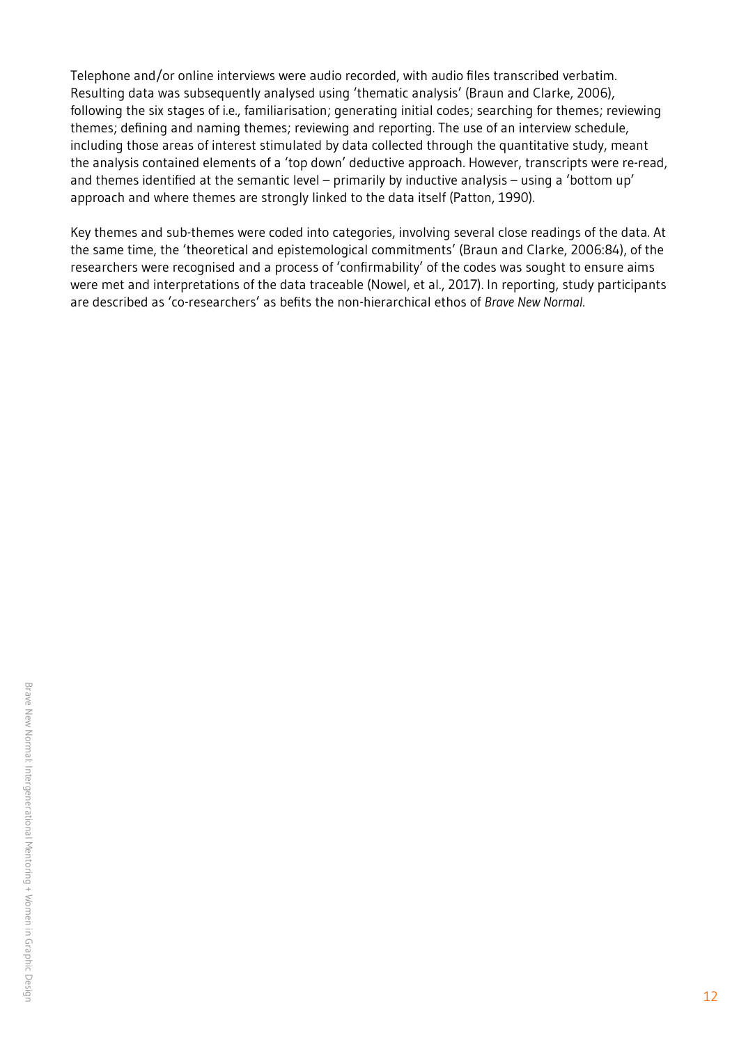Telephone and/or online interviews were audio recorded, with audio files transcribed verbatim. Resulting data was subsequently analysed using 'thematic analysis' (Braun and Clarke, 2006), following the six stages of i.e., familiarisation; generating initial codes; searching for themes; reviewing themes; defining and naming themes; reviewing and reporting. The use of an interview schedule, including those areas of interest stimulated by data collected through the quantitative study, meant the analysis contained elements of a 'top down' deductive approach. However, transcripts were re-read, and themes identified at the semantic level – primarily by inductive analysis – using a 'bottom up' approach and where themes are strongly linked to the data itself (Patton, 1990).

Key themes and sub-themes were coded into categories, involving several close readings of the data. At the same time, the 'theoretical and epistemological commitments' (Braun and Clarke, 2006:84), of the researchers were recognised and a process of 'confirmability' of the codes was sought to ensure aims were met and interpretations of the data traceable (Nowel, et al., 2017). In reporting, study participants are described as 'co-researchers' as befits the non-hierarchical ethos of *Brave New Normal*.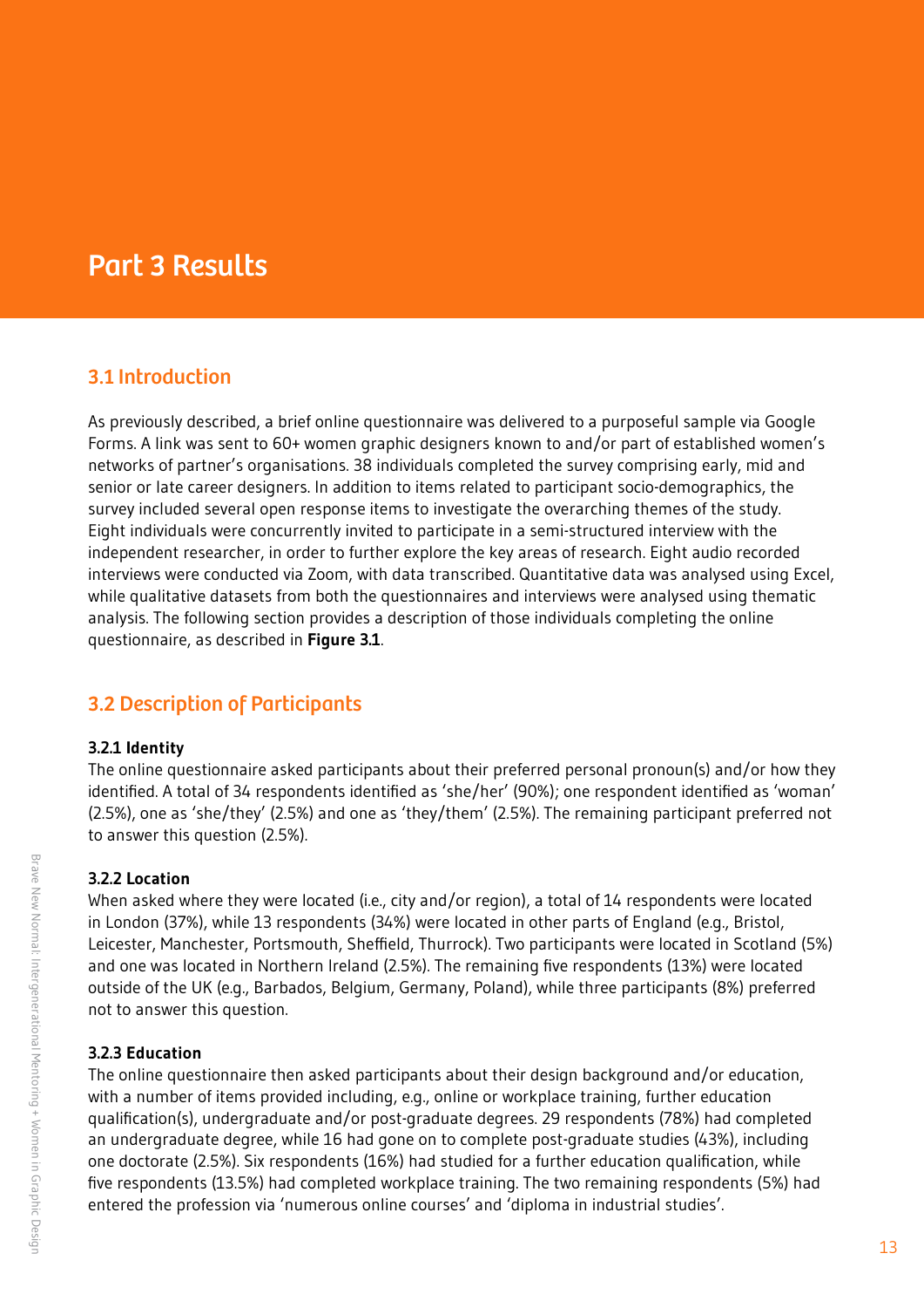# Part 3 Results

## 3.1 Introduction

As previously described, a brief online questionnaire was delivered to a purposeful sample via Google Forms. A link was sent to 60+ women graphic designers known to and/or part of established women's networks of partner's organisations. 38 individuals completed the survey comprising early, mid and senior or late career designers. In addition to items related to participant socio-demographics, the survey included several open response items to investigate the overarching themes of the study. Eight individuals were concurrently invited to participate in a semi-structured interview with the independent researcher, in order to further explore the key areas of research. Eight audio recorded interviews were conducted via Zoom, with data transcribed. Quantitative data was analysed using Excel, while qualitative datasets from both the questionnaires and interviews were analysed using thematic analysis. The following section provides a description of those individuals completing the online questionnaire, as described in **Figure 3.1**.

## 3.2 Description of Participants

### 3.2.1 Identity

The online questionnaire asked participants about their preferred personal pronoun(s) and/or how they identified. A total of 34 respondents identified as 'she/her' (90%); one respondent identified as 'woman' (2.5%), one as 'she/they' (2.5%) and one as 'they/them' (2.5%). The remaining participant preferred not to answer this question (2.5%).

### 3.2.2 Location

When asked where they were located (i.e., city and/or region), a total of 14 respondents were located in London (37%), while 13 respondents (34%) were located in other parts of England (e.g., Bristol, Leicester, Manchester, Portsmouth, Sheffield, Thurrock). Two participants were located in Scotland (5%) and one was located in Northern Ireland (2.5%). The remaining five respondents (13%) were located outside of the UK (e.g., Barbados, Belgium, Germany, Poland), while three participants (8%) preferred not to answer this question.

### 3.2.3 Education

The online questionnaire then asked participants about their design background and/or education, with a number of items provided including, e.g., online or workplace training, further education qualification(s), undergraduate and/or post-graduate degrees. 29 respondents (78%) had completed an undergraduate degree, while 16 had gone on to complete post-graduate studies (43%), including one doctorate (2.5%). Six respondents (16%) had studied for a further education qualification, while five respondents (13.5%) had completed workplace training. The two remaining respondents (5%) had entered the profession via 'numerous online courses' and 'diploma in industrial studies'.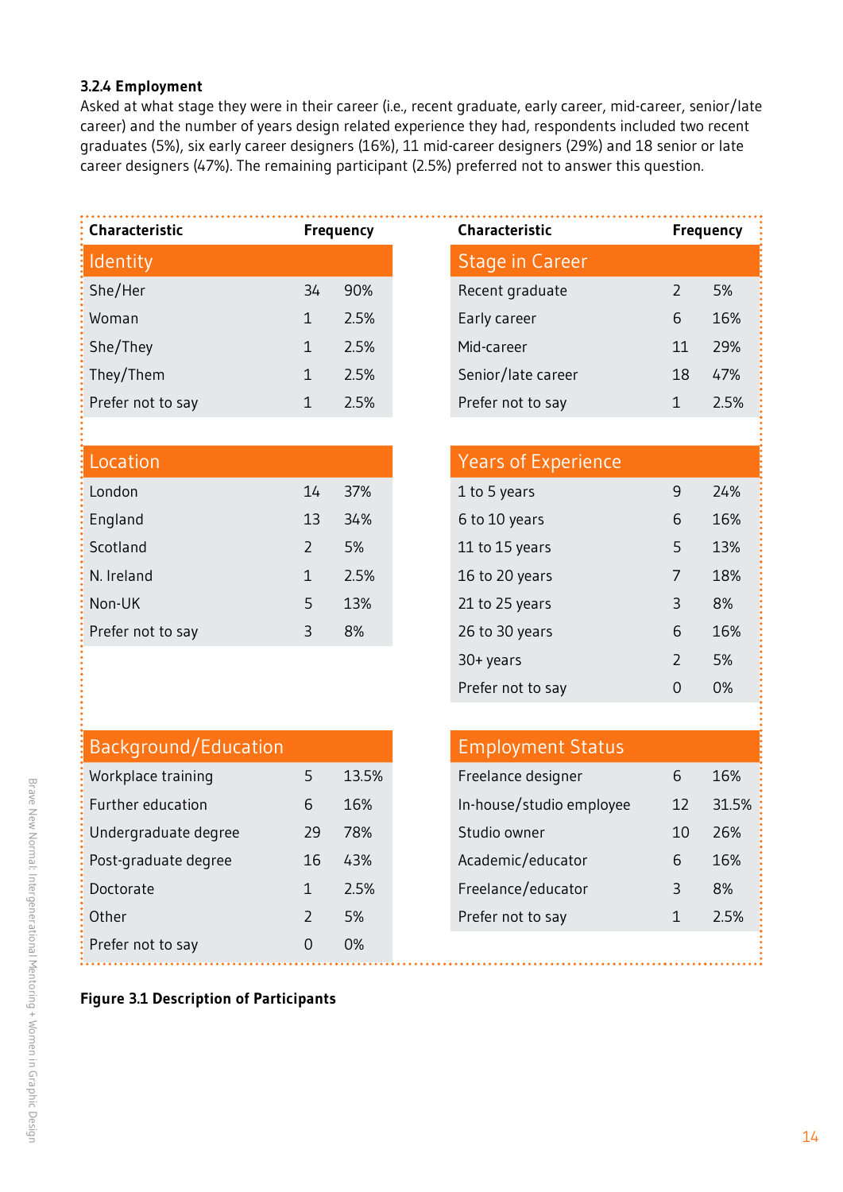### 3.2.4 Employment

Asked at what stage they were in their career (i.e., recent graduate, early career, mid-career, senior/late career) and the number of years design related experience they had, respondents included two recent graduates (5%), six early career designers (16%), 11 mid-career designers (29%) and 18 senior or late career designers (47%). The remaining participant (2.5%) preferred not to answer this question.

| Characteristic | Frequency | |
|---|---|---|
| **Identity** | | |
| She/Her | 34 | 90% |
| Woman | 1 | 2.5% |
| She/They | 1 | 2.5% |
| They/Them | 1 | 2.5% |
| Prefer not to say | 1 | 2.5% |
| **Location** | | |
| London | 14 | 37% |
| England | 13 | 34% |
| Scotland | 2 | 5% |
| N. Ireland | 1 | 2.5% |
| Non-UK | 5 | 13% |
| Prefer not to say | 3 | 8% |
| **Background/Education** | | |
| Workplace training | 5 | 13.5% |
| Further education | 6 | 16% |
| Undergraduate degree | 29 | 78% |
| Post-graduate degree | 16 | 43% |
| Doctorate | 1 | 2.5% |
| Other | 2 | 5% |
| Prefer not to say | 0 | 0% |

| Characteristic | Frequency | |
|---|---|---|
| **Stage in Career** | | |
| Recent graduate | 2 | 5% |
| Early career | 6 | 16% |
| Mid-career | 11 | 29% |
| Senior/late career | 18 | 47% |
| Prefer not to say | 1 | 2.5% |
| **Years of Experience** | | |
| 1 to 5 years | 9 | 24% |
| 6 to 10 years | 6 | 16% |
| 11 to 15 years | 5 | 13% |
| 16 to 20 years | 7 | 18% |
| 21 to 25 years | 3 | 8% |
| 26 to 30 years | 6 | 16% |
| 30+ years | 2 | 5% |
| Prefer not to say | 0 | 0% |
| **Employment Status** | | |
| Freelance designer | 6 | 16% |
| In-house/studio employee | 12 | 31.5% |
| Studio owner | 10 | 26% |
| Academic/educator | 6 | 16% |
| Freelance/educator | 3 | 8% |
| Prefer not to say | 1 | 2.5% |

**Figure 3.1 Description of Participants**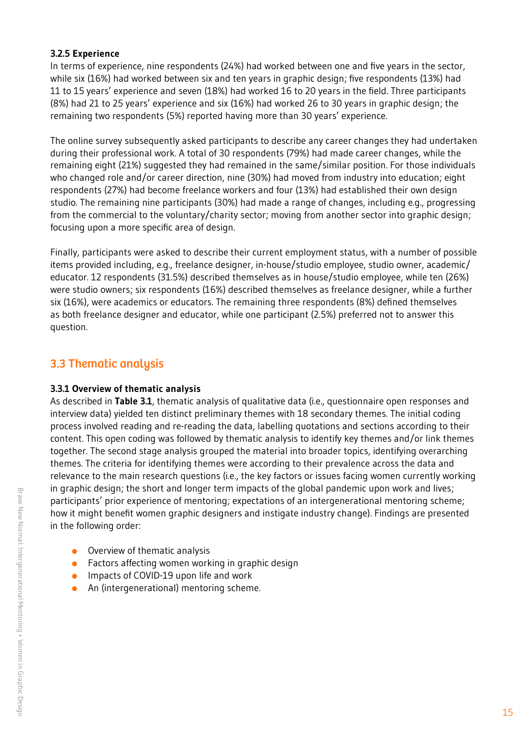#### 3.2.5 Experience

In terms of experience, nine respondents (24%) had worked between one and five years in the sector, while six (16%) had worked between six and ten years in graphic design; five respondents (13%) had 11 to 15 years' experience and seven (18%) had worked 16 to 20 years in the field. Three participants (8%) had 21 to 25 years' experience and six (16%) had worked 26 to 30 years in graphic design; the remaining two respondents (5%) reported having more than 30 years' experience.

The online survey subsequently asked participants to describe any career changes they had undertaken during their professional work. A total of 30 respondents (79%) had made career changes, while the remaining eight (21%) suggested they had remained in the same/similar position. For those individuals who changed role and/or career direction, nine (30%) had moved from industry into education; eight respondents (27%) had become freelance workers and four (13%) had established their own design studio. The remaining nine participants (30%) had made a range of changes, including e.g., progressing from the commercial to the voluntary/charity sector; moving from another sector into graphic design; focusing upon a more specific area of design.

Finally, participants were asked to describe their current employment status, with a number of possible items provided including, e.g., freelance designer, in-house/studio employee, studio owner, academic/educator. 12 respondents (31.5%) described themselves as in house/studio employee, while ten (26%) were studio owners; six respondents (16%) described themselves as freelance designer, while a further six (16%), were academics or educators. The remaining three respondents (8%) defined themselves as both freelance designer and educator, while one participant (2.5%) preferred not to answer this question.

### 3.3 Thematic analysis

#### 3.3.1 Overview of thematic analysis

As described in **Table 3.1**, thematic analysis of qualitative data (i.e., questionnaire open responses and interview data) yielded ten distinct preliminary themes with 18 secondary themes. The initial coding process involved reading and re-reading the data, labelling quotations and sections according to their content. This open coding was followed by thematic analysis to identify key themes and/or link themes together. The second stage analysis grouped the material into broader topics, identifying overarching themes. The criteria for identifying themes were according to their prevalence across the data and relevance to the main research questions (i.e., the key factors or issues facing women currently working in graphic design; the short and longer term impacts of the global pandemic upon work and lives; participants' prior experience of mentoring; expectations of an intergenerational mentoring scheme; how it might benefit women graphic designers and instigate industry change). Findings are presented in the following order:

- Overview of thematic analysis
- Factors affecting women working in graphic design
- Impacts of COVID-19 upon life and work
- An (intergenerational) mentoring scheme.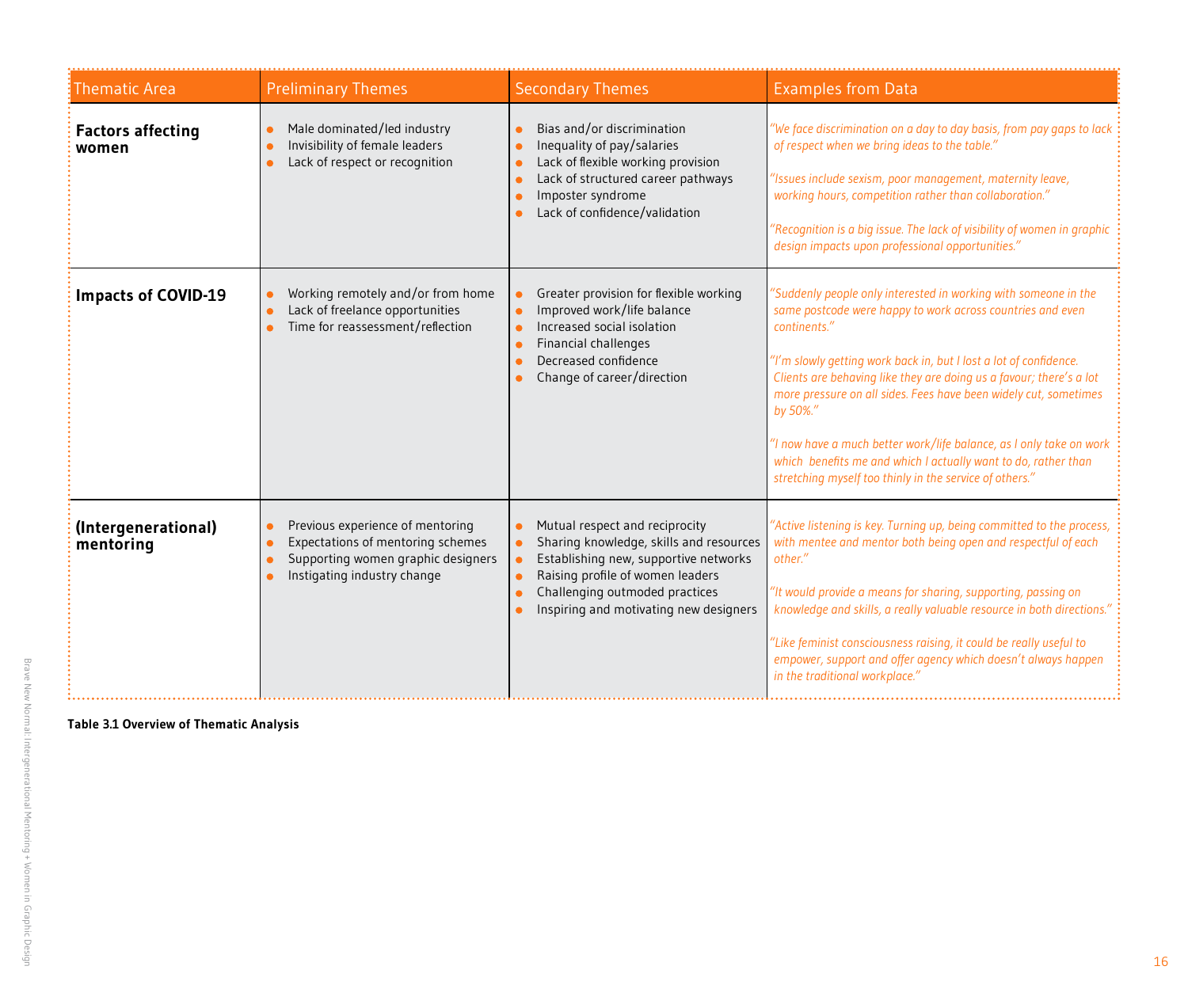| Thematic Area | Preliminary Themes | Secondary Themes | Examples from Data |
|---|---|---|---|
| **Factors affecting women** | • Male dominated/led industry<br>• Invisibility of female leaders<br>• Lack of respect or recognition | • Bias and/or discrimination<br>• Inequality of pay/salaries<br>• Lack of flexible working provision<br>• Lack of structured career pathways<br>• Imposter syndrome<br>• Lack of confidence/validation | *"We face discrimination on a day to day basis, from pay gaps to lack of respect when we bring ideas to the table."*<br><br>*"Issues include sexism, poor management, maternity leave, working hours, competition rather than collaboration."*<br><br>*"Recognition is a big issue. The lack of visibility of women in graphic design impacts upon professional opportunities."* |
| **Impacts of COVID-19** | • Working remotely and/or from home<br>• Lack of freelance opportunities<br>• Time for reassessment/reflection | • Greater provision for flexible working<br>• Improved work/life balance<br>• Increased social isolation<br>• Financial challenges<br>• Decreased confidence<br>• Change of career/direction | *"Suddenly people only interested in working with someone in the same postcode were happy to work across countries and even continents."*<br><br>*"I'm slowly getting work back in, but I lost a lot of confidence. Clients are behaving like they are doing us a favour; there's a lot more pressure on all sides. Fees have been widely cut, sometimes by 50%."*<br><br>*"I now have a much better work/life balance, as I only take on work which benefits me and which I actually want to do, rather than stretching myself too thinly in the service of others."* |
| **(Intergenerational) mentoring** | • Previous experience of mentoring<br>• Expectations of mentoring schemes<br>• Supporting women graphic designers<br>• Instigating industry change | • Mutual respect and reciprocity<br>• Sharing knowledge, skills and resources<br>• Establishing new, supportive networks<br>• Raising profile of women leaders<br>• Challenging outmoded practices<br>• Inspiring and motivating new designers | *"Active listening is key. Turning up, being committed to the process, with mentee and mentor both being open and respectful of each other."*<br><br>*"It would provide a means for sharing, supporting, passing on knowledge and skills, a really valuable resource in both directions."*<br><br>*"Like feminist consciousness raising, it could be really useful to empower, support and offer agency which doesn't always happen in the traditional workplace."* |

**Table 3.1 Overview of Thematic Analysis**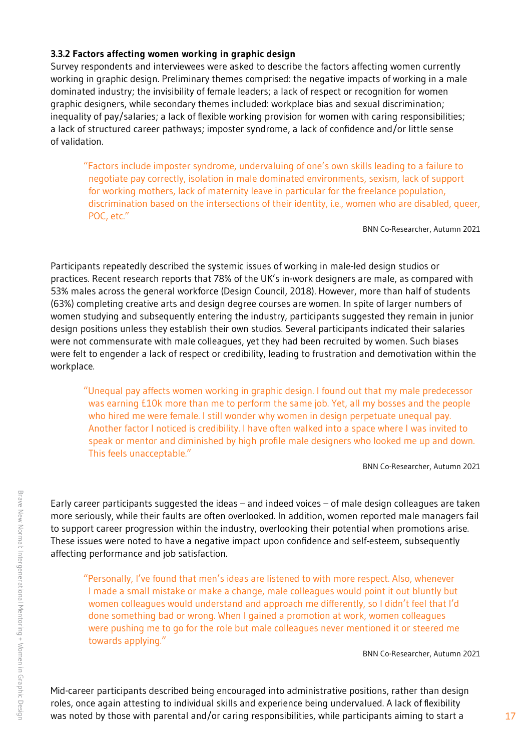### 3.3.2 Factors affecting women working in graphic design

Survey respondents and interviewees were asked to describe the factors affecting women currently working in graphic design. Preliminary themes comprised: the negative impacts of working in a male dominated industry; the invisibility of female leaders; a lack of respect or recognition for women graphic designers, while secondary themes included: workplace bias and sexual discrimination; inequality of pay/salaries; a lack of flexible working provision for women with caring responsibilities; a lack of structured career pathways; imposter syndrome, a lack of confidence and/or little sense of validation.

> "Factors include imposter syndrome, undervaluing of one's own skills leading to a failure to negotiate pay correctly, isolation in male dominated environments, sexism, lack of support for working mothers, lack of maternity leave in particular for the freelance population, discrimination based on the intersections of their identity, i.e., women who are disabled, queer, POC, etc."
>
> BNN Co-Researcher, Autumn 2021

Participants repeatedly described the systemic issues of working in male-led design studios or practices. Recent research reports that 78% of the UK's in-work designers are male, as compared with 53% males across the general workforce (Design Council, 2018). However, more than half of students (63%) completing creative arts and design degree courses are women. In spite of larger numbers of women studying and subsequently entering the industry, participants suggested they remain in junior design positions unless they establish their own studios. Several participants indicated their salaries were not commensurate with male colleagues, yet they had been recruited by women. Such biases were felt to engender a lack of respect or credibility, leading to frustration and demotivation within the workplace.

> "Unequal pay affects women working in graphic design. I found out that my male predecessor was earning £10k more than me to perform the same job. Yet, all my bosses and the people who hired me were female. I still wonder why women in design perpetuate unequal pay. Another factor I noticed is credibility. I have often walked into a space where I was invited to speak or mentor and diminished by high profile male designers who looked me up and down. This feels unacceptable."
>
> BNN Co-Researcher, Autumn 2021

Early career participants suggested the ideas – and indeed voices – of male design colleagues are taken more seriously, while their faults are often overlooked. In addition, women reported male managers fail to support career progression within the industry, overlooking their potential when promotions arise. These issues were noted to have a negative impact upon confidence and self-esteem, subsequently affecting performance and job satisfaction.

> "Personally, I've found that men's ideas are listened to with more respect. Also, whenever I made a small mistake or make a change, male colleagues would point it out bluntly but women colleagues would understand and approach me differently, so I didn't feel that I'd done something bad or wrong. When I gained a promotion at work, women colleagues were pushing me to go for the role but male colleagues never mentioned it or steered me towards applying."
>
> BNN Co-Researcher, Autumn 2021

Mid-career participants described being encouraged into administrative positions, rather than design roles, once again attesting to individual skills and experience being undervalued. A lack of flexibility was noted by those with parental and/or caring responsibilities, while participants aiming to start a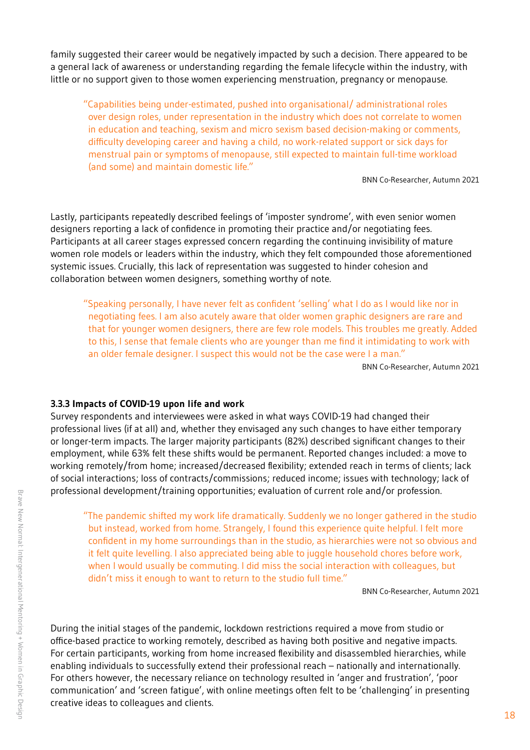family suggested their career would be negatively impacted by such a decision. There appeared to be a general lack of awareness or understanding regarding the female lifecycle within the industry, with little or no support given to those women experiencing menstruation, pregnancy or menopause.

> "Capabilities being under-estimated, pushed into organisational/ administrational roles over design roles, under representation in the industry which does not correlate to women in education and teaching, sexism and micro sexism based decision-making or comments, difficulty developing career and having a child, no work-related support or sick days for menstrual pain or symptoms of menopause, still expected to maintain full-time workload (and some) and maintain domestic life."
>
> BNN Co-Researcher, Autumn 2021

Lastly, participants repeatedly described feelings of 'imposter syndrome', with even senior women designers reporting a lack of confidence in promoting their practice and/or negotiating fees. Participants at all career stages expressed concern regarding the continuing invisibility of mature women role models or leaders within the industry, which they felt compounded those aforementioned systemic issues. Crucially, this lack of representation was suggested to hinder cohesion and collaboration between women designers, something worthy of note.

> "Speaking personally, I have never felt as confident 'selling' what I do as I would like nor in negotiating fees. I am also acutely aware that older women graphic designers are rare and that for younger women designers, there are few role models. This troubles me greatly. Added to this, I sense that female clients who are younger than me find it intimidating to work with an older female designer. I suspect this would not be the case were I a man."
>
> BNN Co-Researcher, Autumn 2021

### 3.3.3 Impacts of COVID-19 upon life and work

Survey respondents and interviewees were asked in what ways COVID-19 had changed their professional lives (if at all) and, whether they envisaged any such changes to have either temporary or longer-term impacts. The larger majority participants (82%) described significant changes to their employment, while 63% felt these shifts would be permanent. Reported changes included: a move to working remotely/from home; increased/decreased flexibility; extended reach in terms of clients; lack of social interactions; loss of contracts/commissions; reduced income; issues with technology; lack of professional development/training opportunities; evaluation of current role and/or profession.

> "The pandemic shifted my work life dramatically. Suddenly we no longer gathered in the studio but instead, worked from home. Strangely, I found this experience quite helpful. I felt more confident in my home surroundings than in the studio, as hierarchies were not so obvious and it felt quite levelling. I also appreciated being able to juggle household chores before work, when I would usually be commuting. I did miss the social interaction with colleagues, but didn't miss it enough to want to return to the studio full time."
>
> BNN Co-Researcher, Autumn 2021

During the initial stages of the pandemic, lockdown restrictions required a move from studio or office-based practice to working remotely, described as having both positive and negative impacts. For certain participants, working from home increased flexibility and disassembled hierarchies, while enabling individuals to successfully extend their professional reach – nationally and internationally. For others however, the necessary reliance on technology resulted in 'anger and frustration', 'poor communication' and 'screen fatigue', with online meetings often felt to be 'challenging' in presenting creative ideas to colleagues and clients.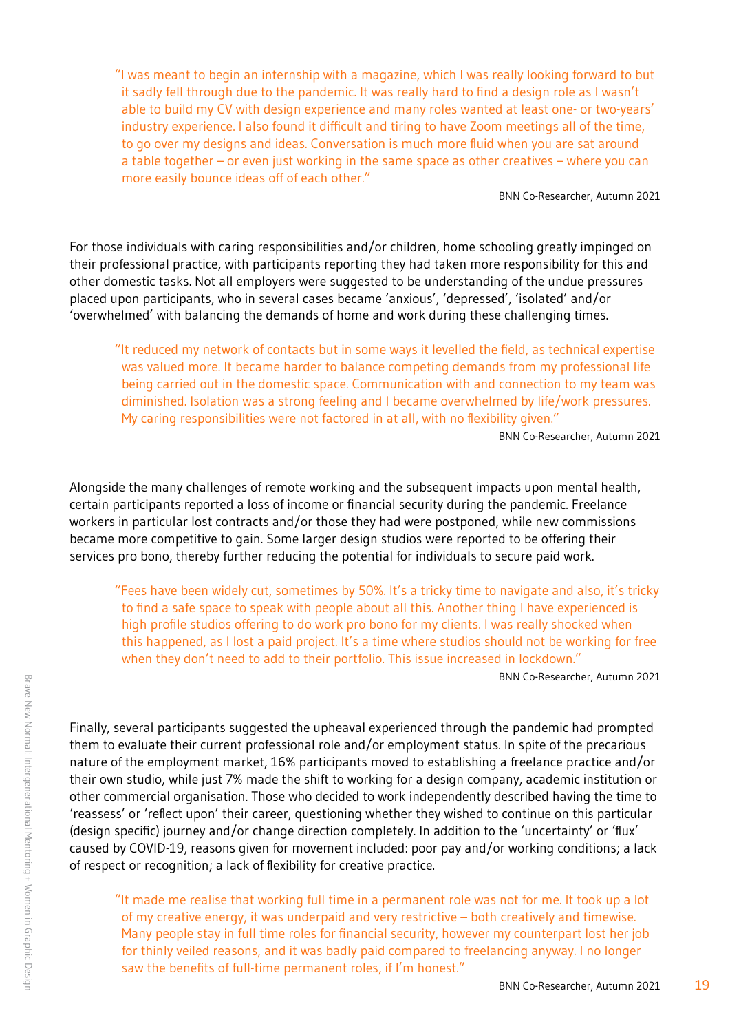> "I was meant to begin an internship with a magazine, which I was really looking forward to but it sadly fell through due to the pandemic. It was really hard to find a design role as I wasn't able to build my CV with design experience and many roles wanted at least one- or two-years' industry experience. I also found it difficult and tiring to have Zoom meetings all of the time, to go over my designs and ideas. Conversation is much more fluid when you are sat around a table together – or even just working in the same space as other creatives – where you can more easily bounce ideas off of each other."
>
> BNN Co-Researcher, Autumn 2021

For those individuals with caring responsibilities and/or children, home schooling greatly impinged on their professional practice, with participants reporting they had taken more responsibility for this and other domestic tasks. Not all employers were suggested to be understanding of the undue pressures placed upon participants, who in several cases became 'anxious', 'depressed', 'isolated' and/or 'overwhelmed' with balancing the demands of home and work during these challenging times.

> "It reduced my network of contacts but in some ways it levelled the field, as technical expertise was valued more. It became harder to balance competing demands from my professional life being carried out in the domestic space. Communication with and connection to my team was diminished. Isolation was a strong feeling and I became overwhelmed by life/work pressures. My caring responsibilities were not factored in at all, with no flexibility given."
>
> BNN Co-Researcher, Autumn 2021

Alongside the many challenges of remote working and the subsequent impacts upon mental health, certain participants reported a loss of income or financial security during the pandemic. Freelance workers in particular lost contracts and/or those they had were postponed, while new commissions became more competitive to gain. Some larger design studios were reported to be offering their services pro bono, thereby further reducing the potential for individuals to secure paid work.

> "Fees have been widely cut, sometimes by 50%. It's a tricky time to navigate and also, it's tricky to find a safe space to speak with people about all this. Another thing I have experienced is high profile studios offering to do work pro bono for my clients. I was really shocked when this happened, as I lost a paid project. It's a time where studios should not be working for free when they don't need to add to their portfolio. This issue increased in lockdown."
>
> BNN Co-Researcher, Autumn 2021

Finally, several participants suggested the upheaval experienced through the pandemic had prompted them to evaluate their current professional role and/or employment status. In spite of the precarious nature of the employment market, 16% participants moved to establishing a freelance practice and/or their own studio, while just 7% made the shift to working for a design company, academic institution or other commercial organisation. Those who decided to work independently described having the time to 'reassess' or 'reflect upon' their career, questioning whether they wished to continue on this particular (design specific) journey and/or change direction completely. In addition to the 'uncertainty' or 'flux' caused by COVID-19, reasons given for movement included: poor pay and/or working conditions; a lack of respect or recognition; a lack of flexibility for creative practice.

> "It made me realise that working full time in a permanent role was not for me. It took up a lot of my creative energy, it was underpaid and very restrictive – both creatively and timewise. Many people stay in full time roles for financial security, however my counterpart lost her job for thinly veiled reasons, and it was badly paid compared to freelancing anyway. I no longer saw the benefits of full-time permanent roles, if I'm honest."
>
> BNN Co-Researcher, Autumn 2021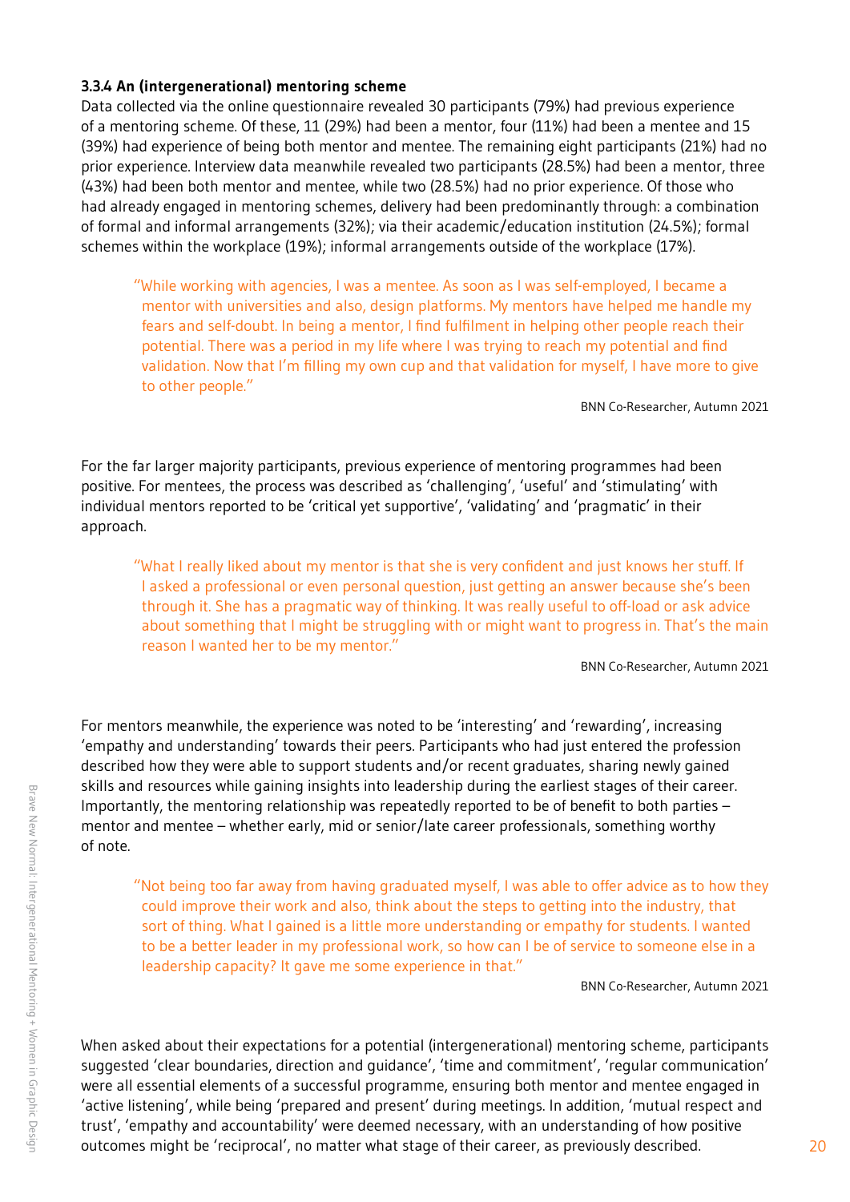### 3.3.4 An (intergenerational) mentoring scheme

Data collected via the online questionnaire revealed 30 participants (79%) had previous experience of a mentoring scheme. Of these, 11 (29%) had been a mentor, four (11%) had been a mentee and 15 (39%) had experience of being both mentor and mentee. The remaining eight participants (21%) had no prior experience. Interview data meanwhile revealed two participants (28.5%) had been a mentor, three (43%) had been both mentor and mentee, while two (28.5%) had no prior experience. Of those who had already engaged in mentoring schemes, delivery had been predominantly through: a combination of formal and informal arrangements (32%); via their academic/education institution (24.5%); formal schemes within the workplace (19%); informal arrangements outside of the workplace (17%).

> "While working with agencies, I was a mentee. As soon as I was self-employed, I became a mentor with universities and also, design platforms. My mentors have helped me handle my fears and self-doubt. In being a mentor, I find fulfilment in helping other people reach their potential. There was a period in my life where I was trying to reach my potential and find validation. Now that I'm filling my own cup and that validation for myself, I have more to give to other people."
>
> BNN Co-Researcher, Autumn 2021

For the far larger majority participants, previous experience of mentoring programmes had been positive. For mentees, the process was described as 'challenging', 'useful' and 'stimulating' with individual mentors reported to be 'critical yet supportive', 'validating' and 'pragmatic' in their approach.

> "What I really liked about my mentor is that she is very confident and just knows her stuff. If I asked a professional or even personal question, just getting an answer because she's been through it. She has a pragmatic way of thinking. It was really useful to off-load or ask advice about something that I might be struggling with or might want to progress in. That's the main reason I wanted her to be my mentor."
>
> BNN Co-Researcher, Autumn 2021

For mentors meanwhile, the experience was noted to be 'interesting' and 'rewarding', increasing 'empathy and understanding' towards their peers. Participants who had just entered the profession described how they were able to support students and/or recent graduates, sharing newly gained skills and resources while gaining insights into leadership during the earliest stages of their career. Importantly, the mentoring relationship was repeatedly reported to be of benefit to both parties – mentor and mentee – whether early, mid or senior/late career professionals, something worthy of note.

> "Not being too far away from having graduated myself, I was able to offer advice as to how they could improve their work and also, think about the steps to getting into the industry, that sort of thing. What I gained is a little more understanding or empathy for students. I wanted to be a better leader in my professional work, so how can I be of service to someone else in a leadership capacity? It gave me some experience in that."
>
> BNN Co-Researcher, Autumn 2021

When asked about their expectations for a potential (intergenerational) mentoring scheme, participants suggested 'clear boundaries, direction and guidance', 'time and commitment', 'regular communication' were all essential elements of a successful programme, ensuring both mentor and mentee engaged in 'active listening', while being 'prepared and present' during meetings. In addition, 'mutual respect and trust', 'empathy and accountability' were deemed necessary, with an understanding of how positive outcomes might be 'reciprocal', no matter what stage of their career, as previously described.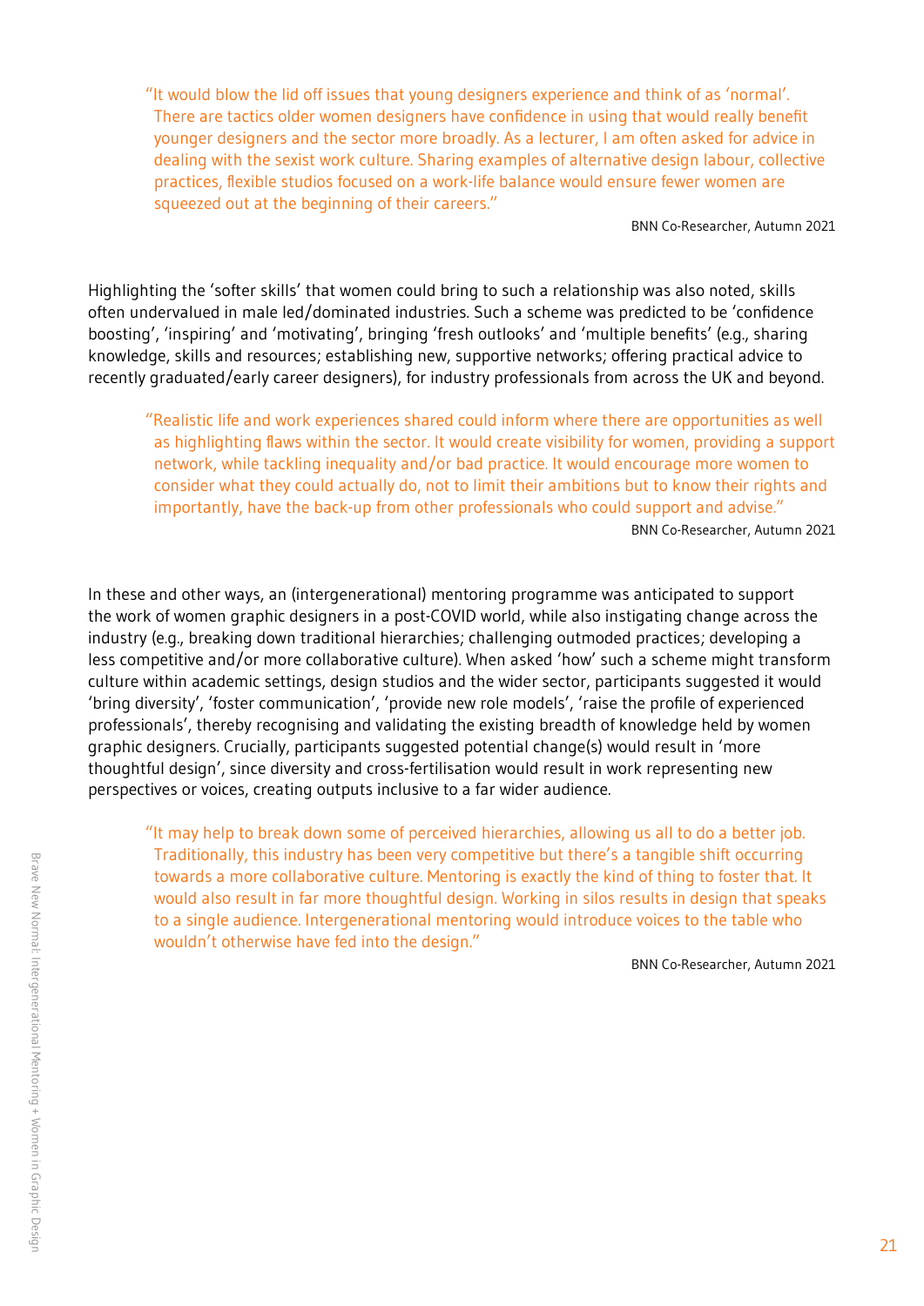> "It would blow the lid off issues that young designers experience and think of as 'normal'. There are tactics older women designers have confidence in using that would really benefit younger designers and the sector more broadly. As a lecturer, I am often asked for advice in dealing with the sexist work culture. Sharing examples of alternative design labour, collective practices, flexible studios focused on a work-life balance would ensure fewer women are squeezed out at the beginning of their careers."
>
> BNN Co-Researcher, Autumn 2021

Highlighting the 'softer skills' that women could bring to such a relationship was also noted, skills often undervalued in male led/dominated industries. Such a scheme was predicted to be 'confidence boosting', 'inspiring' and 'motivating', bringing 'fresh outlooks' and 'multiple benefits' (e.g., sharing knowledge, skills and resources; establishing new, supportive networks; offering practical advice to recently graduated/early career designers), for industry professionals from across the UK and beyond.

> "Realistic life and work experiences shared could inform where there are opportunities as well as highlighting flaws within the sector. It would create visibility for women, providing a support network, while tackling inequality and/or bad practice. It would encourage more women to consider what they could actually do, not to limit their ambitions but to know their rights and importantly, have the back-up from other professionals who could support and advise."
>
> BNN Co-Researcher, Autumn 2021

In these and other ways, an (intergenerational) mentoring programme was anticipated to support the work of women graphic designers in a post-COVID world, while also instigating change across the industry (e.g., breaking down traditional hierarchies; challenging outmoded practices; developing a less competitive and/or more collaborative culture). When asked 'how' such a scheme might transform culture within academic settings, design studios and the wider sector, participants suggested it would 'bring diversity', 'foster communication', 'provide new role models', 'raise the profile of experienced professionals', thereby recognising and validating the existing breadth of knowledge held by women graphic designers. Crucially, participants suggested potential change(s) would result in 'more thoughtful design', since diversity and cross-fertilisation would result in work representing new perspectives or voices, creating outputs inclusive to a far wider audience.

> "It may help to break down some of perceived hierarchies, allowing us all to do a better job. Traditionally, this industry has been very competitive but there's a tangible shift occurring towards a more collaborative culture. Mentoring is exactly the kind of thing to foster that. It would also result in far more thoughtful design. Working in silos results in design that speaks to a single audience. Intergenerational mentoring would introduce voices to the table who wouldn't otherwise have fed into the design."
>
> BNN Co-Researcher, Autumn 2021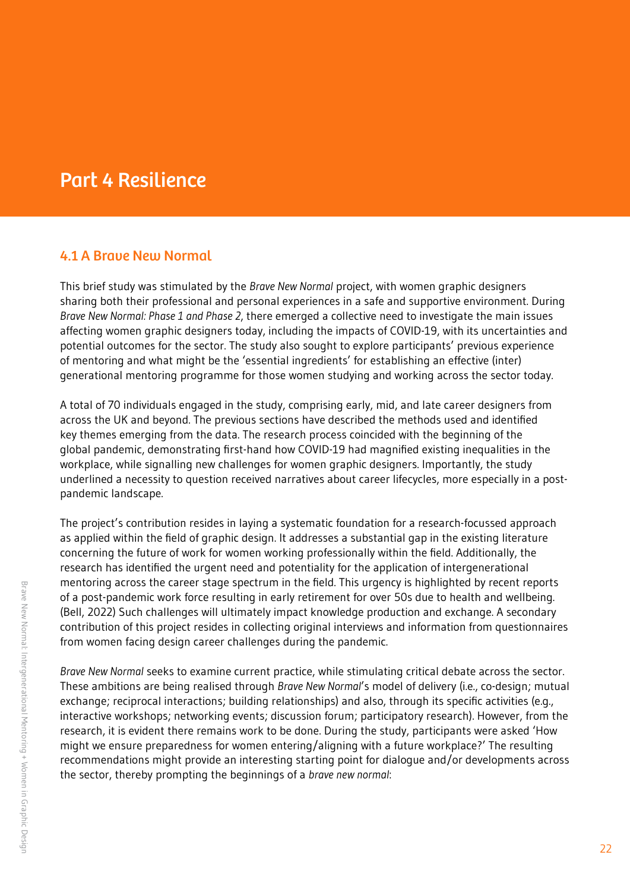# Part 4 Resilience

## 4.1 A Brave New Normal

This brief study was stimulated by the *Brave New Normal* project, with women graphic designers sharing both their professional and personal experiences in a safe and supportive environment. During *Brave New Normal: Phase 1 and Phase 2*, there emerged a collective need to investigate the main issues affecting women graphic designers today, including the impacts of COVID-19, with its uncertainties and potential outcomes for the sector. The study also sought to explore participants' previous experience of mentoring and what might be the 'essential ingredients' for establishing an effective (inter) generational mentoring programme for those women studying and working across the sector today.

A total of 70 individuals engaged in the study, comprising early, mid, and late career designers from across the UK and beyond. The previous sections have described the methods used and identified key themes emerging from the data. The research process coincided with the beginning of the global pandemic, demonstrating first-hand how COVID-19 had magnified existing inequalities in the workplace, while signalling new challenges for women graphic designers. Importantly, the study underlined a necessity to question received narratives about career lifecycles, more especially in a post-pandemic landscape.

The project's contribution resides in laying a systematic foundation for a research-focussed approach as applied within the field of graphic design. It addresses a substantial gap in the existing literature concerning the future of work for women working professionally within the field. Additionally, the research has identified the urgent need and potentiality for the application of intergenerational mentoring across the career stage spectrum in the field. This urgency is highlighted by recent reports of a post-pandemic work force resulting in early retirement for over 50s due to health and wellbeing. (Bell, 2022) Such challenges will ultimately impact knowledge production and exchange. A secondary contribution of this project resides in collecting original interviews and information from questionnaires from women facing design career challenges during the pandemic.

*Brave New Normal* seeks to examine current practice, while stimulating critical debate across the sector. These ambitions are being realised through *Brave New Normal*'s model of delivery (i.e., co-design; mutual exchange; reciprocal interactions; building relationships) and also, through its specific activities (e.g., interactive workshops; networking events; discussion forum; participatory research). However, from the research, it is evident there remains work to be done. During the study, participants were asked 'How might we ensure preparedness for women entering/aligning with a future workplace?' The resulting recommendations might provide an interesting starting point for dialogue and/or developments across the sector, thereby prompting the beginnings of a *brave new normal*: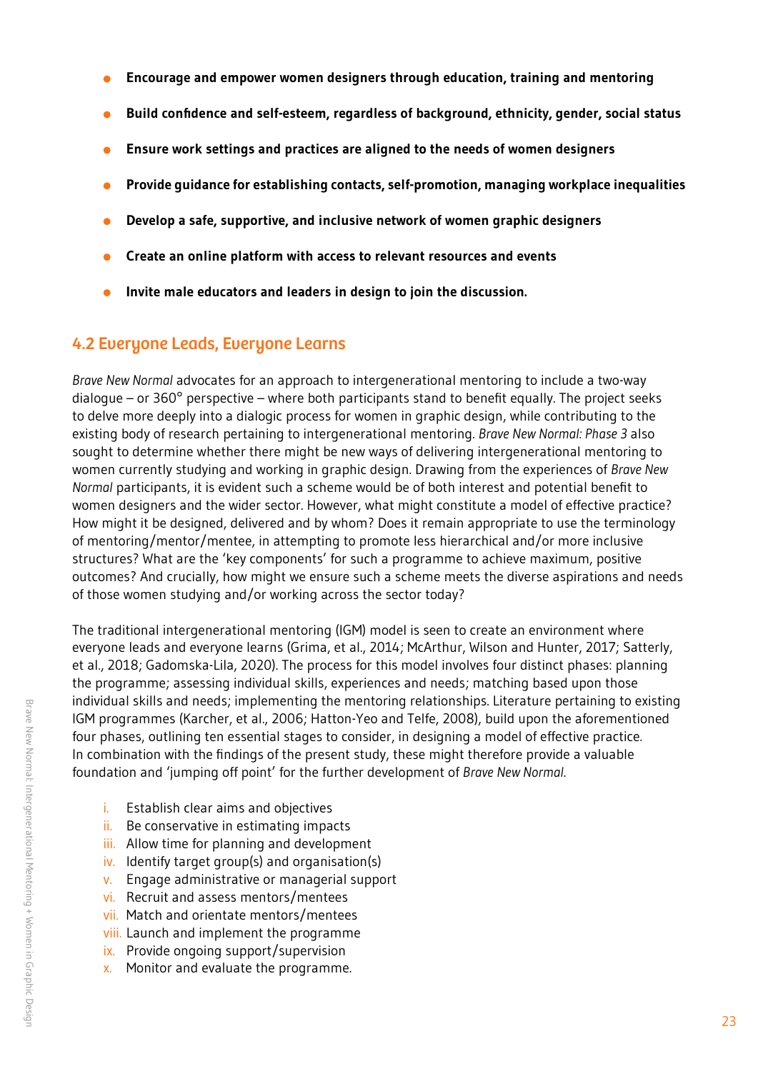- **Encourage and empower women designers through education, training and mentoring**
- **Build confidence and self-esteem, regardless of background, ethnicity, gender, social status**
- **Ensure work settings and practices are aligned to the needs of women designers**
- **Provide guidance for establishing contacts, self-promotion, managing workplace inequalities**
- **Develop a safe, supportive, and inclusive network of women graphic designers**
- **Create an online platform with access to relevant resources and events**
- **Invite male educators and leaders in design to join the discussion.**

## 4.2 Everyone Leads, Everyone Learns

*Brave New Normal* advocates for an approach to intergenerational mentoring to include a two-way dialogue – or 360° perspective – where both participants stand to benefit equally. The project seeks to delve more deeply into a dialogic process for women in graphic design, while contributing to the existing body of research pertaining to intergenerational mentoring. *Brave New Normal: Phase 3* also sought to determine whether there might be new ways of delivering intergenerational mentoring to women currently studying and working in graphic design. Drawing from the experiences of *Brave New Normal* participants, it is evident such a scheme would be of both interest and potential benefit to women designers and the wider sector. However, what might constitute a model of effective practice? How might it be designed, delivered and by whom? Does it remain appropriate to use the terminology of mentoring/mentor/mentee, in attempting to promote less hierarchical and/or more inclusive structures? What are the 'key components' for such a programme to achieve maximum, positive outcomes? And crucially, how might we ensure such a scheme meets the diverse aspirations and needs of those women studying and/or working across the sector today?

The traditional intergenerational mentoring (IGM) model is seen to create an environment where everyone leads and everyone learns (Grima, et al., 2014; McArthur, Wilson and Hunter, 2017; Satterly, et al., 2018; Gadomska-Lila, 2020). The process for this model involves four distinct phases: planning the programme; assessing individual skills, experiences and needs; matching based upon those individual skills and needs; implementing the mentoring relationships. Literature pertaining to existing IGM programmes (Karcher, et al., 2006; Hatton-Yeo and Telfe, 2008), build upon the aforementioned four phases, outlining ten essential stages to consider, in designing a model of effective practice. In combination with the findings of the present study, these might therefore provide a valuable foundation and 'jumping off point' for the further development of *Brave New Normal*.

i. Establish clear aims and objectives
ii. Be conservative in estimating impacts
iii. Allow time for planning and development
iv. Identify target group(s) and organisation(s)
v. Engage administrative or managerial support
vi. Recruit and assess mentors/mentees
vii. Match and orientate mentors/mentees
viii. Launch and implement the programme
ix. Provide ongoing support/supervision
x. Monitor and evaluate the programme.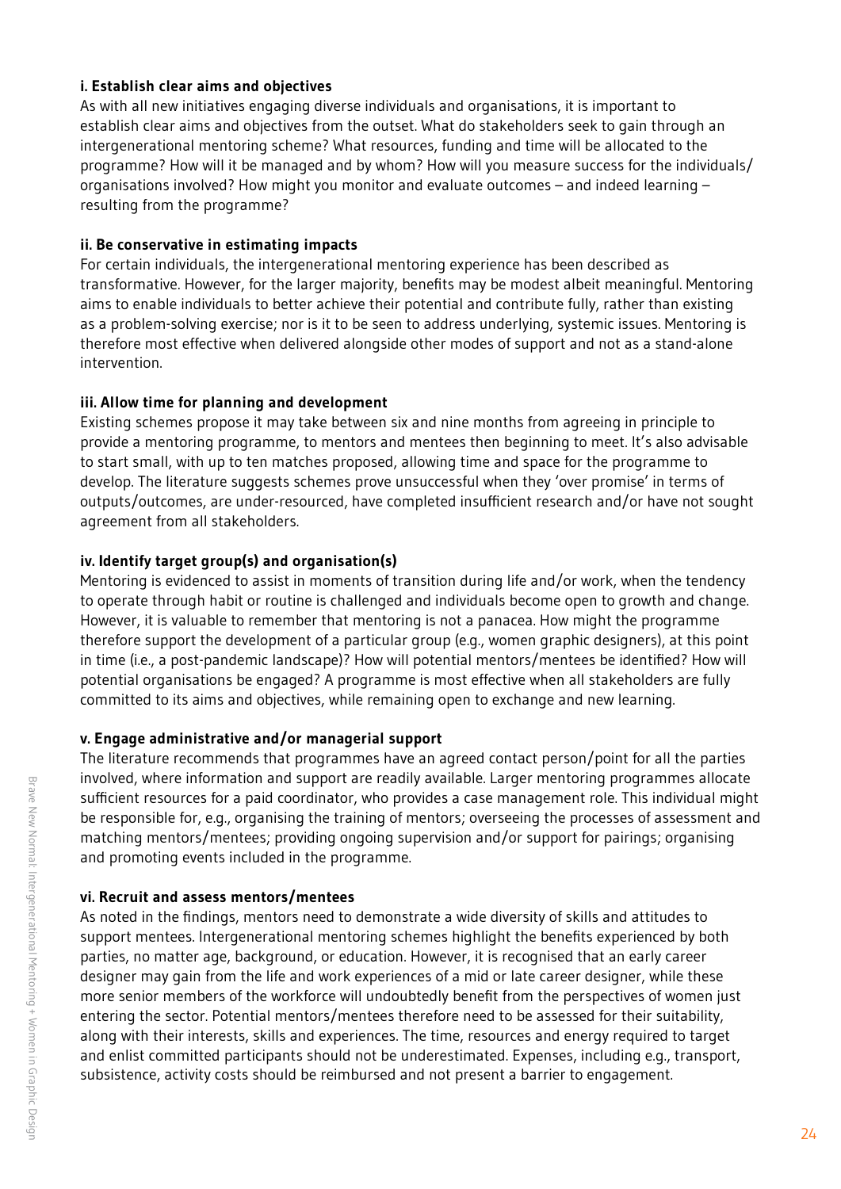**i. Establish clear aims and objectives**

As with all new initiatives engaging diverse individuals and organisations, it is important to establish clear aims and objectives from the outset. What do stakeholders seek to gain through an intergenerational mentoring scheme? What resources, funding and time will be allocated to the programme? How will it be managed and by whom? How will you measure success for the individuals/organisations involved? How might you monitor and evaluate outcomes – and indeed learning – resulting from the programme?

**ii. Be conservative in estimating impacts**

For certain individuals, the intergenerational mentoring experience has been described as transformative. However, for the larger majority, benefits may be modest albeit meaningful. Mentoring aims to enable individuals to better achieve their potential and contribute fully, rather than existing as a problem-solving exercise; nor is it to be seen to address underlying, systemic issues. Mentoring is therefore most effective when delivered alongside other modes of support and not as a stand-alone intervention.

**iii. Allow time for planning and development**

Existing schemes propose it may take between six and nine months from agreeing in principle to provide a mentoring programme, to mentors and mentees then beginning to meet. It's also advisable to start small, with up to ten matches proposed, allowing time and space for the programme to develop. The literature suggests schemes prove unsuccessful when they 'over promise' in terms of outputs/outcomes, are under-resourced, have completed insufficient research and/or have not sought agreement from all stakeholders.

**iv. Identify target group(s) and organisation(s)**

Mentoring is evidenced to assist in moments of transition during life and/or work, when the tendency to operate through habit or routine is challenged and individuals become open to growth and change. However, it is valuable to remember that mentoring is not a panacea. How might the programme therefore support the development of a particular group (e.g., women graphic designers), at this point in time (i.e., a post-pandemic landscape)? How will potential mentors/mentees be identified? How will potential organisations be engaged? A programme is most effective when all stakeholders are fully committed to its aims and objectives, while remaining open to exchange and new learning.

**v. Engage administrative and/or managerial support**

The literature recommends that programmes have an agreed contact person/point for all the parties involved, where information and support are readily available. Larger mentoring programmes allocate sufficient resources for a paid coordinator, who provides a case management role. This individual might be responsible for, e.g., organising the training of mentors; overseeing the processes of assessment and matching mentors/mentees; providing ongoing supervision and/or support for pairings; organising and promoting events included in the programme.

**vi. Recruit and assess mentors/mentees**

As noted in the findings, mentors need to demonstrate a wide diversity of skills and attitudes to support mentees. Intergenerational mentoring schemes highlight the benefits experienced by both parties, no matter age, background, or education. However, it is recognised that an early career designer may gain from the life and work experiences of a mid or late career designer, while these more senior members of the workforce will undoubtedly benefit from the perspectives of women just entering the sector. Potential mentors/mentees therefore need to be assessed for their suitability, along with their interests, skills and experiences. The time, resources and energy required to target and enlist committed participants should not be underestimated. Expenses, including e.g., transport, subsistence, activity costs should be reimbursed and not present a barrier to engagement.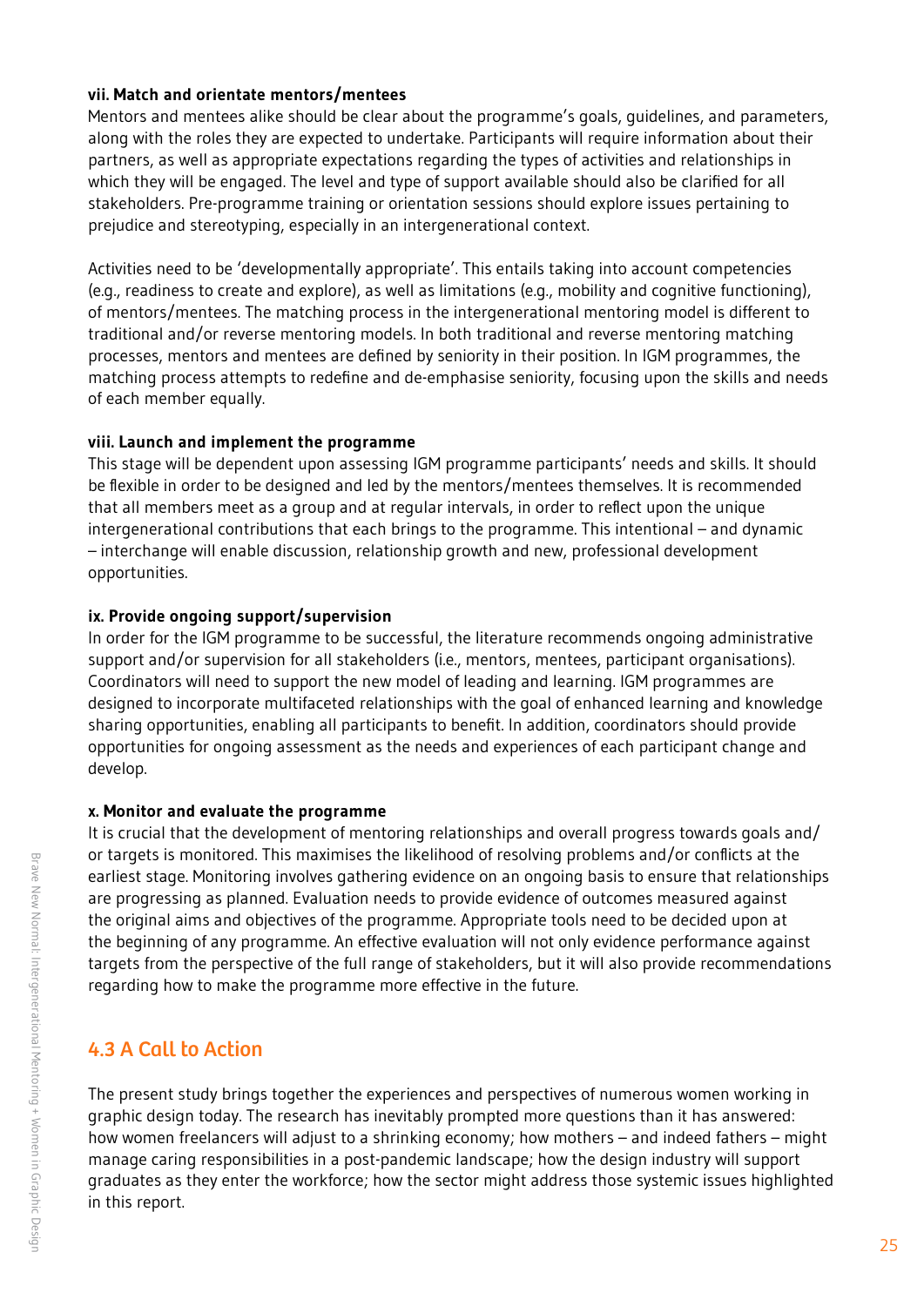**vii. Match and orientate mentors/mentees**

Mentors and mentees alike should be clear about the programme's goals, guidelines, and parameters, along with the roles they are expected to undertake. Participants will require information about their partners, as well as appropriate expectations regarding the types of activities and relationships in which they will be engaged. The level and type of support available should also be clarified for all stakeholders. Pre-programme training or orientation sessions should explore issues pertaining to prejudice and stereotyping, especially in an intergenerational context.

Activities need to be 'developmentally appropriate'. This entails taking into account competencies (e.g., readiness to create and explore), as well as limitations (e.g., mobility and cognitive functioning), of mentors/mentees. The matching process in the intergenerational mentoring model is different to traditional and/or reverse mentoring models. In both traditional and reverse mentoring matching processes, mentors and mentees are defined by seniority in their position. In IGM programmes, the matching process attempts to redefine and de-emphasise seniority, focusing upon the skills and needs of each member equally.

**viii. Launch and implement the programme**

This stage will be dependent upon assessing IGM programme participants' needs and skills. It should be flexible in order to be designed and led by the mentors/mentees themselves. It is recommended that all members meet as a group and at regular intervals, in order to reflect upon the unique intergenerational contributions that each brings to the programme. This intentional – and dynamic – interchange will enable discussion, relationship growth and new, professional development opportunities.

**ix. Provide ongoing support/supervision**

In order for the IGM programme to be successful, the literature recommends ongoing administrative support and/or supervision for all stakeholders (i.e., mentors, mentees, participant organisations). Coordinators will need to support the new model of leading and learning. IGM programmes are designed to incorporate multifaceted relationships with the goal of enhanced learning and knowledge sharing opportunities, enabling all participants to benefit. In addition, coordinators should provide opportunities for ongoing assessment as the needs and experiences of each participant change and develop.

**x. Monitor and evaluate the programme**

It is crucial that the development of mentoring relationships and overall progress towards goals and/or targets is monitored. This maximises the likelihood of resolving problems and/or conflicts at the earliest stage. Monitoring involves gathering evidence on an ongoing basis to ensure that relationships are progressing as planned. Evaluation needs to provide evidence of outcomes measured against the original aims and objectives of the programme. Appropriate tools need to be decided upon at the beginning of any programme. An effective evaluation will not only evidence performance against targets from the perspective of the full range of stakeholders, but it will also provide recommendations regarding how to make the programme more effective in the future.

## 4.3 A Call to Action

The present study brings together the experiences and perspectives of numerous women working in graphic design today. The research has inevitably prompted more questions than it has answered: how women freelancers will adjust to a shrinking economy; how mothers – and indeed fathers – might manage caring responsibilities in a post-pandemic landscape; how the design industry will support graduates as they enter the workforce; how the sector might address those systemic issues highlighted in this report.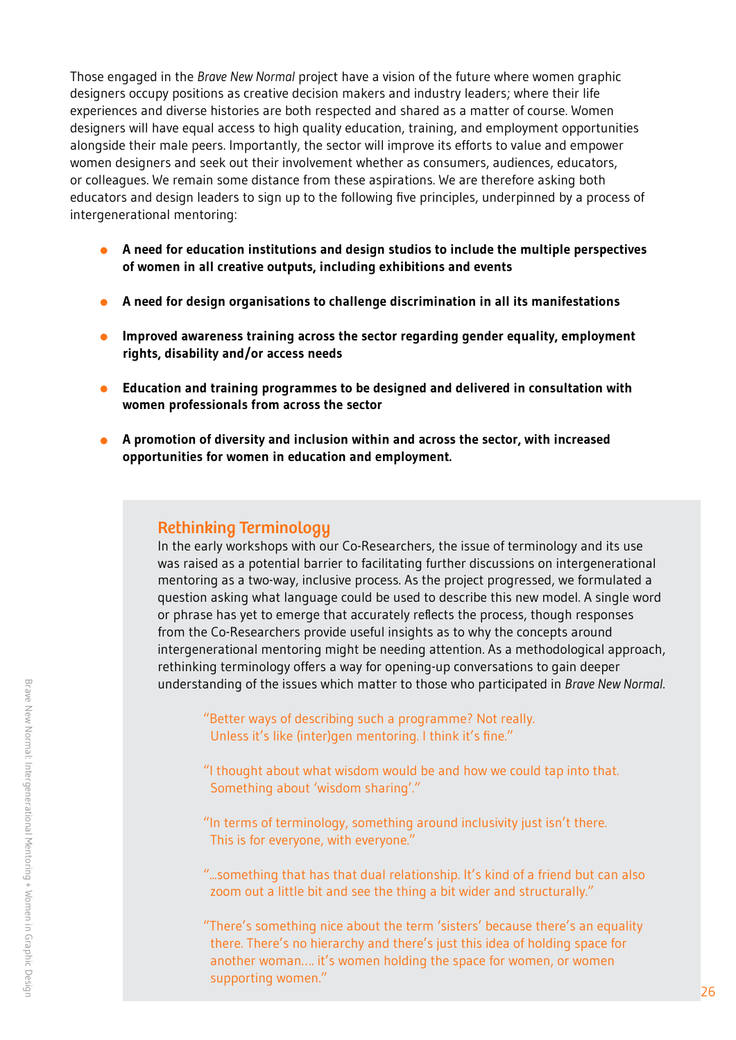Those engaged in the *Brave New Normal* project have a vision of the future where women graphic designers occupy positions as creative decision makers and industry leaders; where their life experiences and diverse histories are both respected and shared as a matter of course. Women designers will have equal access to high quality education, training, and employment opportunities alongside their male peers. Importantly, the sector will improve its efforts to value and empower women designers and seek out their involvement whether as consumers, audiences, educators, or colleagues. We remain some distance from these aspirations. We are therefore asking both educators and design leaders to sign up to the following five principles, underpinned by a process of intergenerational mentoring:

- **A need for education institutions and design studios to include the multiple perspectives of women in all creative outputs, including exhibitions and events**
- **A need for design organisations to challenge discrimination in all its manifestations**
- **Improved awareness training across the sector regarding gender equality, employment rights, disability and/or access needs**
- **Education and training programmes to be designed and delivered in consultation with women professionals from across the sector**
- **A promotion of diversity and inclusion within and across the sector, with increased opportunities for women in education and employment.**

## Rethinking Terminology

In the early workshops with our Co-Researchers, the issue of terminology and its use was raised as a potential barrier to facilitating further discussions on intergenerational mentoring as a two-way, inclusive process. As the project progressed, we formulated a question asking what language could be used to describe this new model. A single word or phrase has yet to emerge that accurately reflects the process, though responses from the Co-Researchers provide useful insights as to why the concepts around intergenerational mentoring might be needing attention. As a methodological approach, rethinking terminology offers a way for opening-up conversations to gain deeper understanding of the issues which matter to those who participated in *Brave New Normal*.

> "Better ways of describing such a programme? Not really. Unless it's like (inter)gen mentoring. I think it's fine."

> "I thought about what wisdom would be and how we could tap into that. Something about 'wisdom sharing'."

> "In terms of terminology, something around inclusivity just isn't there. This is for everyone, with everyone."

> "...something that has that dual relationship. It's kind of a friend but can also zoom out a little bit and see the thing a bit wider and structurally."

> "There's something nice about the term 'sisters' because there's an equality there. There's no hierarchy and there's just this idea of holding space for another woman.... it's women holding the space for women, or women supporting women."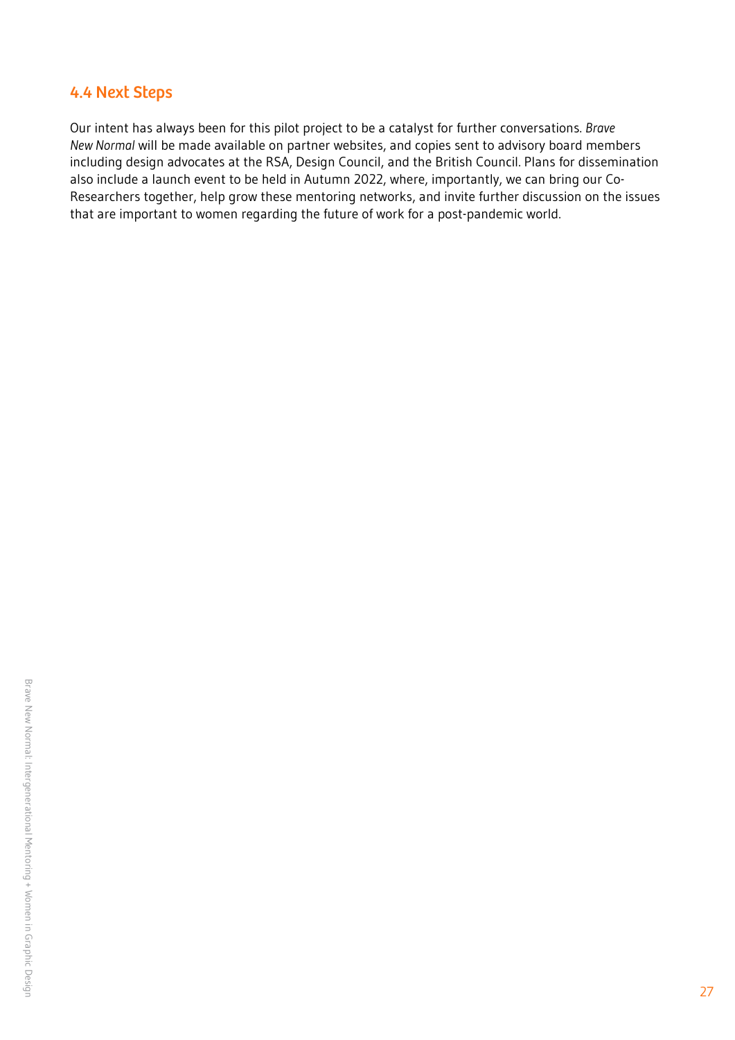## 4.4 Next Steps

Our intent has always been for this pilot project to be a catalyst for further conversations. *Brave New Normal* will be made available on partner websites, and copies sent to advisory board members including design advocates at the RSA, Design Council, and the British Council. Plans for dissemination also include a launch event to be held in Autumn 2022, where, importantly, we can bring our Co-Researchers together, help grow these mentoring networks, and invite further discussion on the issues that are important to women regarding the future of work for a post-pandemic world.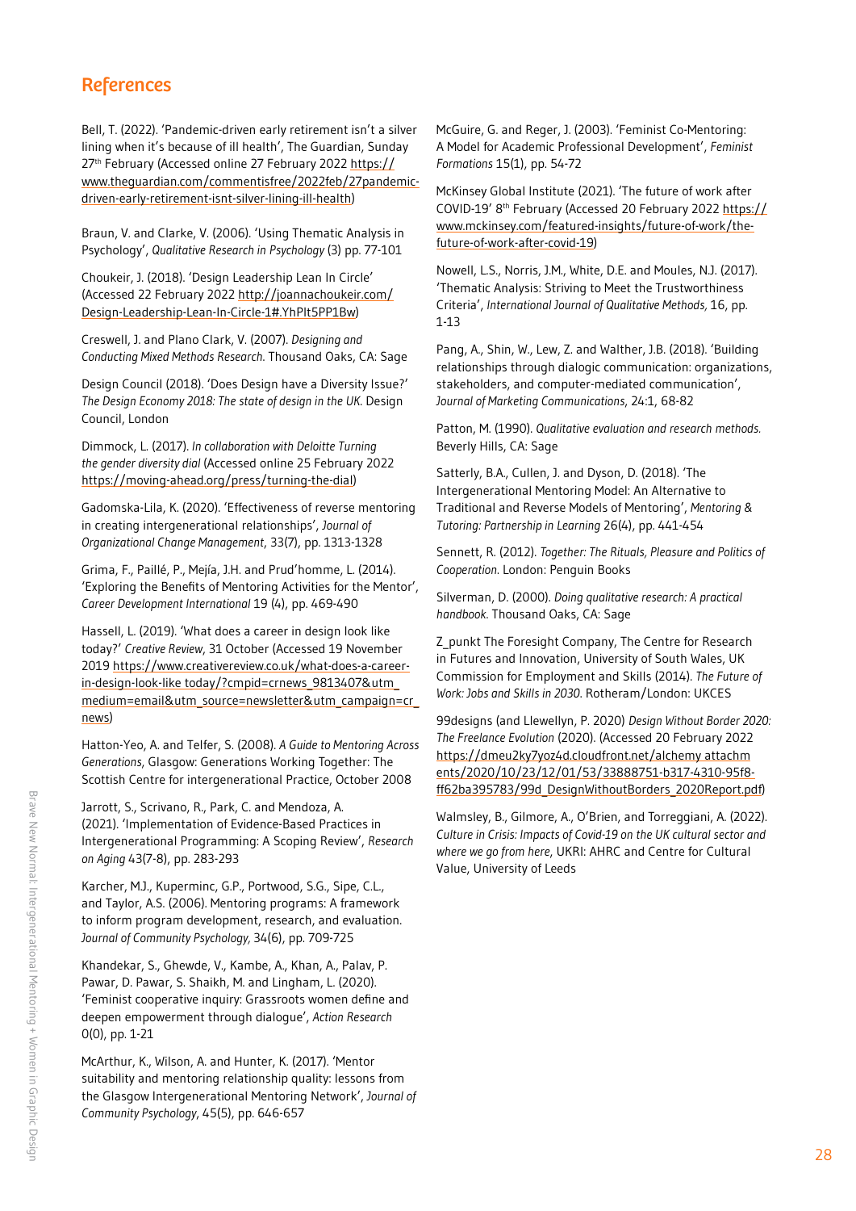# References

Bell, T. (2022). 'Pandemic-driven early retirement isn't a silver lining when it's because of ill health', The Guardian, Sunday 27th February (Accessed online 27 February 2022 https://www.theguardian.com/commentisfree/2022feb/27pandemic-driven-early-retirement-isnt-silver-lining-ill-health)

Braun, V. and Clarke, V. (2006). 'Using Thematic Analysis in Psychology', *Qualitative Research in Psychology* (3) pp. 77-101

Choukeir, J. (2018). 'Design Leadership Lean In Circle' (Accessed 22 February 2022 http://joannachoukeir.com/Design-Leadership-Lean-In-Circle-1#.YhPlt5PP1Bw)

Creswell, J. and Plano Clark, V. (2007). *Designing and Conducting Mixed Methods Research*. Thousand Oaks, CA: Sage

Design Council (2018). 'Does Design have a Diversity Issue?' *The Design Economy 2018: The state of design in the UK*. Design Council, London

Dimmock, L. (2017). *In collaboration with Deloitte Turning the gender diversity dial* (Accessed online 25 February 2022 https://moving-ahead.org/press/turning-the-dial)

Gadomska-Lila, K. (2020). 'Effectiveness of reverse mentoring in creating intergenerational relationships', *Journal of Organizational Change Management*, 33(7), pp. 1313-1328

Grima, F., Paillé, P., Mejía, J.H. and Prud'homme, L. (2014). 'Exploring the Benefits of Mentoring Activities for the Mentor', *Career Development International* 19 (4), pp. 469-490

Hassell, L. (2019). 'What does a career in design look like today?' *Creative Review*, 31 October (Accessed 19 November 2019 https://www.creativereview.co.uk/what-does-a-career-in-design-look-like today/?cmpid=crnews_9813407&utm_medium=email&utm_source=newsletter&utm_campaign=cr_news)

Hatton-Yeo, A. and Telfer, S. (2008). *A Guide to Mentoring Across Generations*, Glasgow: Generations Working Together: The Scottish Centre for intergenerational Practice, October 2008

Jarrott, S., Scrivano, R., Park, C. and Mendoza, A. (2021). 'Implementation of Evidence-Based Practices in Intergenerational Programming: A Scoping Review', *Research on Aging* 43(7-8), pp. 283-293

Karcher, M.J., Kuperminc, G.P., Portwood, S.G., Sipe, C.L., and Taylor, A.S. (2006). Mentoring programs: A framework to inform program development, research, and evaluation. *Journal of Community Psychology*, 34(6), pp. 709-725

Khandekar, S., Ghewde, V., Kambe, A., Khan, A., Palav, P. Pawar, D. Pawar, S. Shaikh, M. and Lingham, L. (2020). 'Feminist cooperative inquiry: Grassroots women define and deepen empowerment through dialogue', *Action Research* 0(0), pp. 1-21

McArthur, K., Wilson, A. and Hunter, K. (2017). 'Mentor suitability and mentoring relationship quality: lessons from the Glasgow Intergenerational Mentoring Network', *Journal of Community Psychology*, 45(5), pp. 646-657

McGuire, G. and Reger, J. (2003). 'Feminist Co-Mentoring: A Model for Academic Professional Development', *Feminist Formations* 15(1), pp. 54-72

McKinsey Global Institute (2021). 'The future of work after COVID-19' 8th February (Accessed 20 February 2022 https://www.mckinsey.com/featured-insights/future-of-work/the-future-of-work-after-covid-19)

Nowell, L.S., Norris, J.M., White, D.E. and Moules, N.J. (2017). 'Thematic Analysis: Striving to Meet the Trustworthiness Criteria', *International Journal of Qualitative Methods*, 16, pp. 1-13

Pang, A., Shin, W., Lew, Z. and Walther, J.B. (2018). 'Building relationships through dialogic communication: organizations, stakeholders, and computer-mediated communication', *Journal of Marketing Communications*, 24:1, 68-82

Patton, M. (1990). *Qualitative evaluation and research methods*. Beverly Hills, CA: Sage

Satterly, B.A., Cullen, J. and Dyson, D. (2018). 'The Intergenerational Mentoring Model: An Alternative to Traditional and Reverse Models of Mentoring', *Mentoring & Tutoring: Partnership in Learning* 26(4), pp. 441-454

Sennett, R. (2012). *Together: The Rituals, Pleasure and Politics of Cooperation*. London: Penguin Books

Silverman, D. (2000). *Doing qualitative research: A practical handbook*. Thousand Oaks, CA: Sage

Z_punkt The Foresight Company, The Centre for Research in Futures and Innovation, University of South Wales, UK Commission for Employment and Skills (2014). *The Future of Work: Jobs and Skills in 2030*. Rotheram/London: UKCES

99designs (and Llewellyn, P. 2020) *Design Without Border 2020: The Freelance Evolution* (2020). (Accessed 20 February 2022 https://dmeu2ky7yoz4d.cloudfront.net/alchemy attachments/2020/10/23/12/01/53/33888751-b317-4310-95f8-ff62ba395783/99d_DesignWithoutBorders_2020Report.pdf)

Walmsley, B., Gilmore, A., O'Brien, and Torreggiani, A. (2022). *Culture in Crisis: Impacts of Covid-19 on the UK cultural sector and where we go from here*, UKRI: AHRC and Centre for Cultural Value, University of Leeds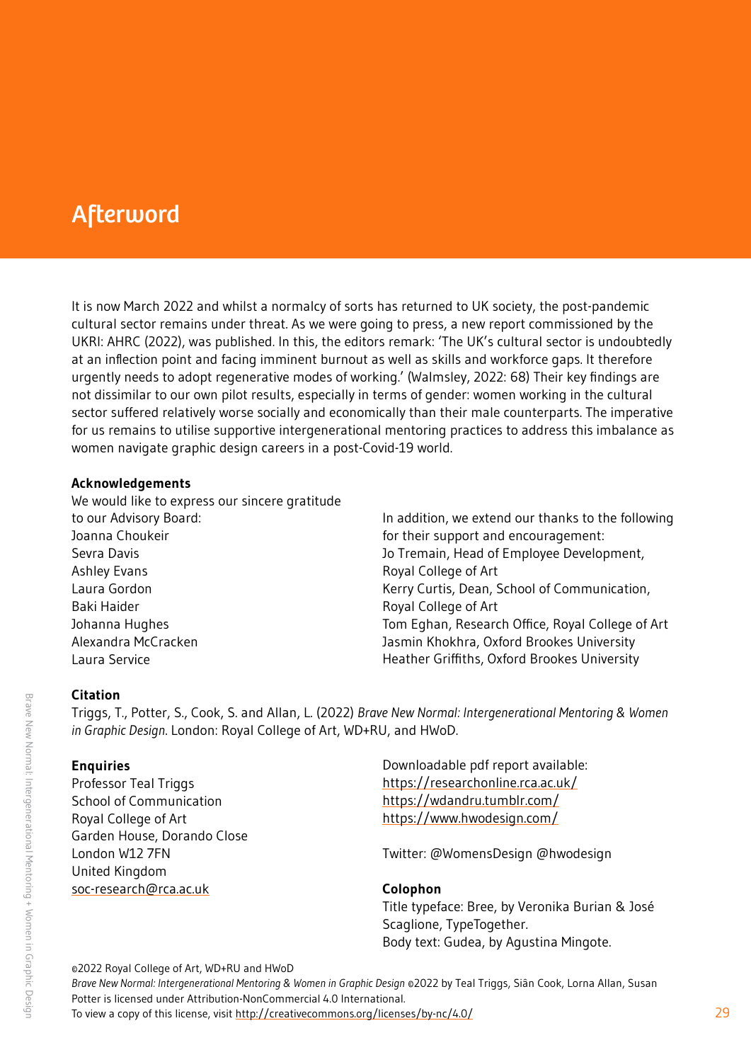# Afterword

It is now March 2022 and whilst a normalcy of sorts has returned to UK society, the post-pandemic cultural sector remains under threat. As we were going to press, a new report commissioned by the UKRI: AHRC (2022), was published. In this, the editors remark: 'The UK's cultural sector is undoubtedly at an inflection point and facing imminent burnout as well as skills and workforce gaps. It therefore urgently needs to adopt regenerative modes of working.' (Walmsley, 2022: 68) Their key findings are not dissimilar to our own pilot results, especially in terms of gender: women working in the cultural sector suffered relatively worse socially and economically than their male counterparts. The imperative for us remains to utilise supportive intergenerational mentoring practices to address this imbalance as women navigate graphic design careers in a post-Covid-19 world.

**Acknowledgements**

We would like to express our sincere gratitude to our Advisory Board:
Joanna Choukeir
Sevra Davis
Ashley Evans
Laura Gordon
Baki Haider
Johanna Hughes
Alexandra McCracken
Laura Service

In addition, we extend our thanks to the following for their support and encouragement:
Jo Tremain, Head of Employee Development, Royal College of Art
Kerry Curtis, Dean, School of Communication, Royal College of Art
Tom Eghan, Research Office, Royal College of Art
Jasmin Khokhra, Oxford Brookes University
Heather Griffiths, Oxford Brookes University

**Citation**

Triggs, T., Potter, S., Cook, S. and Allan, L. (2022) *Brave New Normal: Intergenerational Mentoring & Women in Graphic Design*. London: Royal College of Art, WD+RU, and HWoD.

**Enquiries**

Professor Teal Triggs
School of Communication
Royal College of Art
Garden House, Dorando Close
London W12 7FN
United Kingdom
soc-research@rca.ac.uk

Downloadable pdf report available:
https://researchonline.rca.ac.uk/
https://wdandru.tumblr.com/
https://www.hwodesign.com/

Twitter: @WomensDesign @hwodesign

**Colophon**

Title typeface: Bree, by Veronika Burian & José Scaglione, TypeTogether.
Body text: Gudea, by Agustina Mingote.

©2022 Royal College of Art, WD+RU and HWoD
*Brave New Normal: Intergenerational Mentoring & Women in Graphic Design* ©2022 by Teal Triggs, Siân Cook, Lorna Allan, Susan Potter is licensed under Attribution-NonCommercial 4.0 International.
To view a copy of this license, visit http://creativecommons.org/licenses/by-nc/4.0/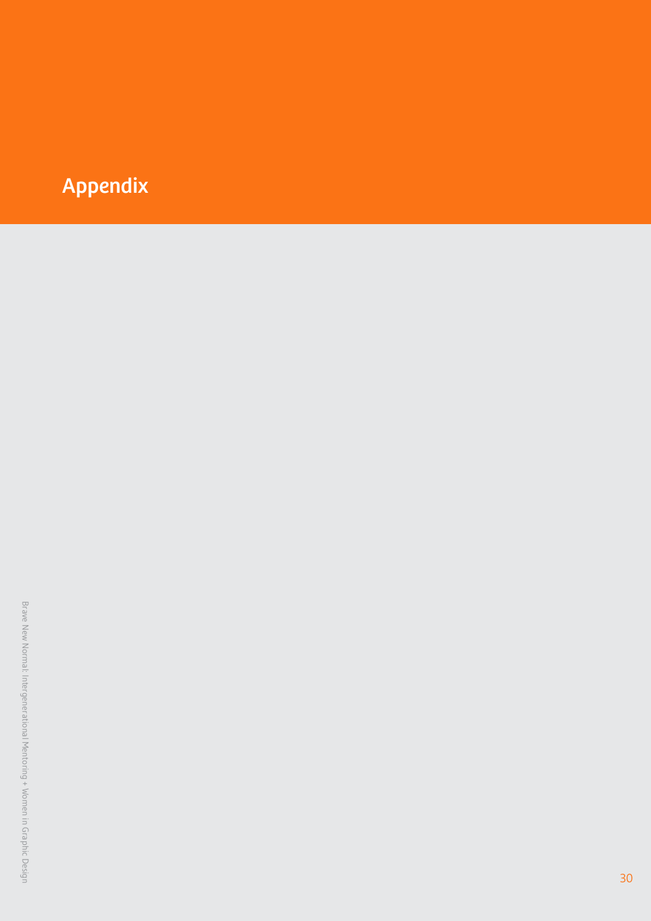# Appendix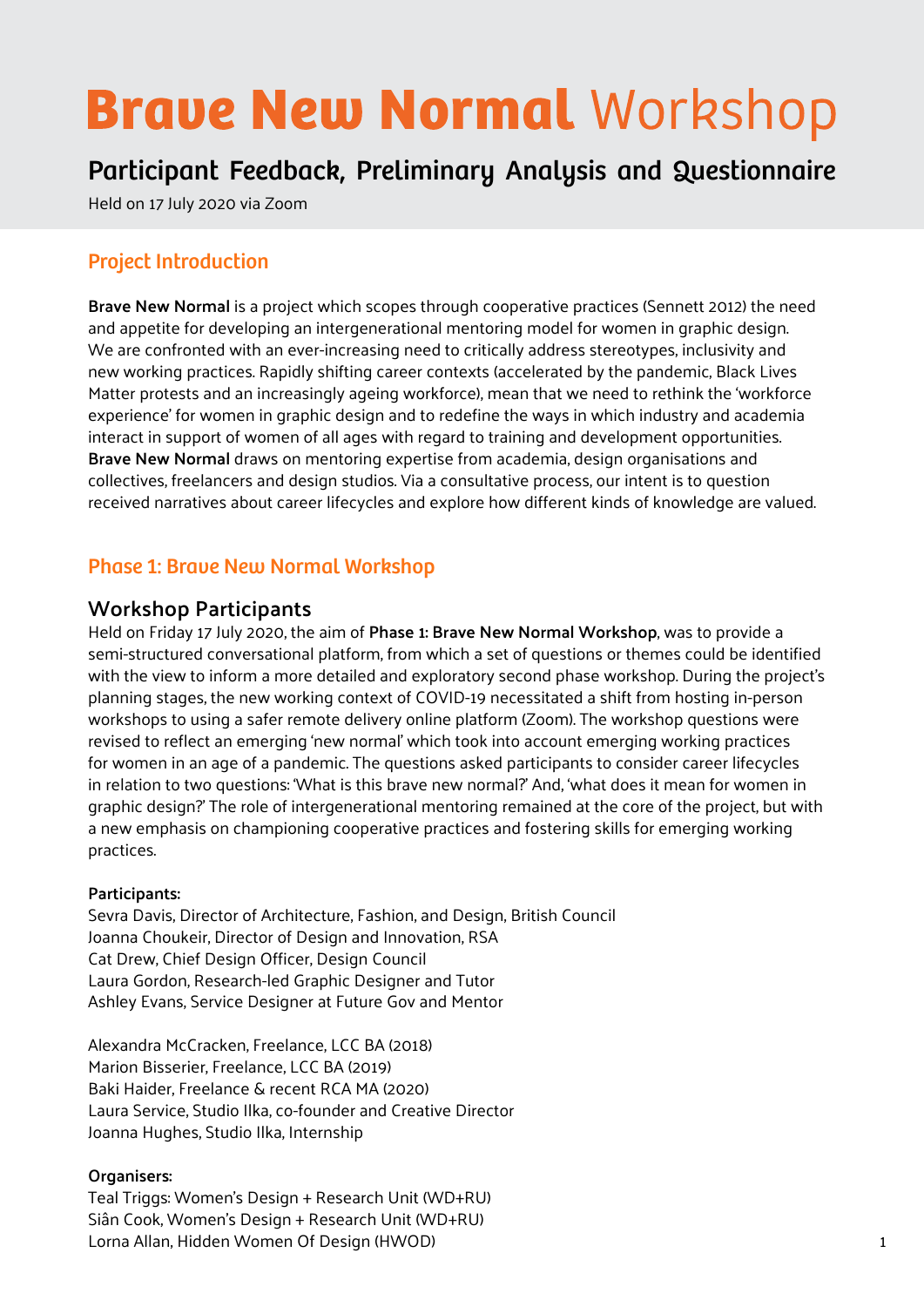# Brave New Normal Workshop

## Participant Feedback, Preliminary Analysis and Questionnaire

Held on 17 July 2020 via Zoom

## Project Introduction

**Brave New Normal** is a project which scopes through cooperative practices (Sennett 2012) the need and appetite for developing an intergenerational mentoring model for women in graphic design. We are confronted with an ever-increasing need to critically address stereotypes, inclusivity and new working practices. Rapidly shifting career contexts (accelerated by the pandemic, Black Lives Matter protests and an increasingly ageing workforce), mean that we need to rethink the 'workforce experience' for women in graphic design and to redefine the ways in which industry and academia interact in support of women of all ages with regard to training and development opportunities. **Brave New Normal** draws on mentoring expertise from academia, design organisations and collectives, freelancers and design studios. Via a consultative process, our intent is to question received narratives about career lifecycles and explore how different kinds of knowledge are valued.

## Phase 1: Brave New Normal Workshop

### Workshop Participants

Held on Friday 17 July 2020, the aim of **Phase 1: Brave New Normal Workshop**, was to provide a semi-structured conversational platform, from which a set of questions or themes could be identified with the view to inform a more detailed and exploratory second phase workshop. During the project's planning stages, the new working context of COVID-19 necessitated a shift from hosting in-person workshops to using a safer remote delivery online platform (Zoom). The workshop questions were revised to reflect an emerging 'new normal' which took into account emerging working practices for women in an age of a pandemic. The questions asked participants to consider career lifecycles in relation to two questions: 'What is this brave new normal?' And, 'what does it mean for women in graphic design?' The role of intergenerational mentoring remained at the core of the project, but with a new emphasis on championing cooperative practices and fostering skills for emerging working practices.

**Participants:**

Sevra Davis, Director of Architecture, Fashion, and Design, British Council
Joanna Choukeir, Director of Design and Innovation, RSA
Cat Drew, Chief Design Officer, Design Council
Laura Gordon, Research-led Graphic Designer and Tutor
Ashley Evans, Service Designer at Future Gov and Mentor

Alexandra McCracken, Freelance, LCC BA (2018)
Marion Bisserier, Freelance, LCC BA (2019)
Baki Haider, Freelance & recent RCA MA (2020)
Laura Service, Studio Ilka, co-founder and Creative Director
Joanna Hughes, Studio Ilka, Internship

**Organisers:**

Teal Triggs: Women's Design + Research Unit (WD+RU)
Siân Cook, Women's Design + Research Unit (WD+RU)
Lorna Allan, Hidden Women Of Design (HWOD)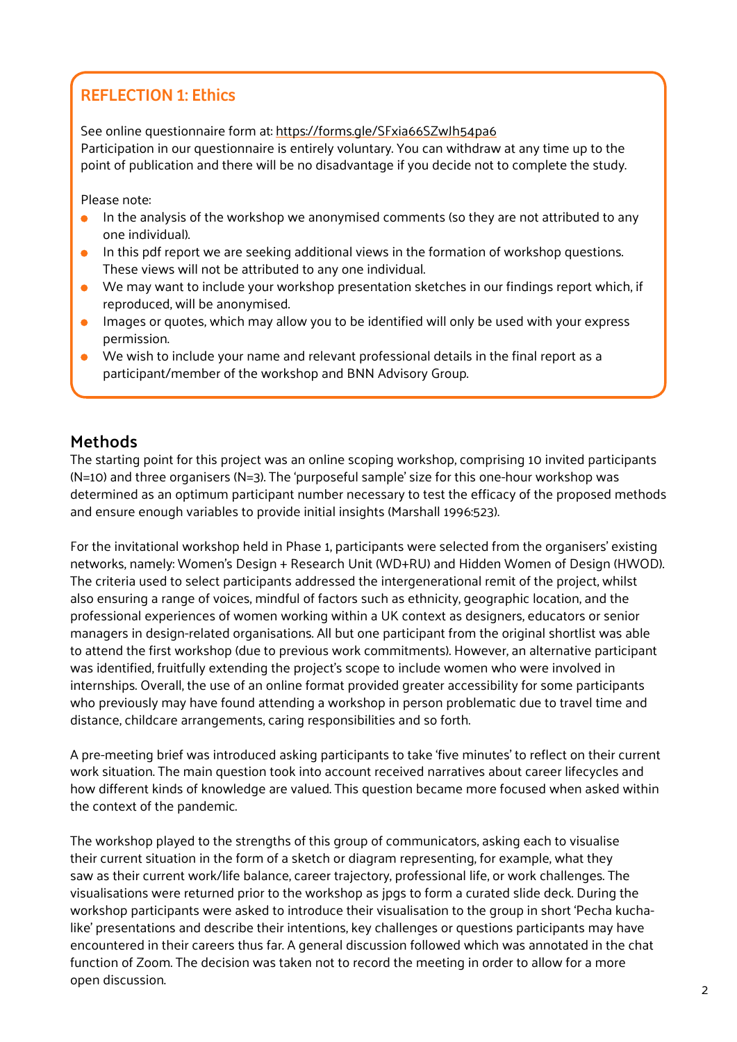## REFLECTION 1: Ethics

See online questionnaire form at: https://forms.gle/SFxia66SZwJh54pa6
Participation in our questionnaire is entirely voluntary. You can withdraw at any time up to the point of publication and there will be no disadvantage if you decide not to complete the study.

Please note:

- In the analysis of the workshop we anonymised comments (so they are not attributed to any one individual).
- In this pdf report we are seeking additional views in the formation of workshop questions. These views will not be attributed to any one individual.
- We may want to include your workshop presentation sketches in our findings report which, if reproduced, will be anonymised.
- Images or quotes, which may allow you to be identified will only be used with your express permission.
- We wish to include your name and relevant professional details in the final report as a participant/member of the workshop and BNN Advisory Group.

## Methods

The starting point for this project was an online scoping workshop, comprising 10 invited participants (N=10) and three organisers (N=3). The 'purposeful sample' size for this one-hour workshop was determined as an optimum participant number necessary to test the efficacy of the proposed methods and ensure enough variables to provide initial insights (Marshall 1996:523).

For the invitational workshop held in Phase 1, participants were selected from the organisers' existing networks, namely: Women's Design + Research Unit (WD+RU) and Hidden Women of Design (HWOD). The criteria used to select participants addressed the intergenerational remit of the project, whilst also ensuring a range of voices, mindful of factors such as ethnicity, geographic location, and the professional experiences of women working within a UK context as designers, educators or senior managers in design-related organisations. All but one participant from the original shortlist was able to attend the first workshop (due to previous work commitments). However, an alternative participant was identified, fruitfully extending the project's scope to include women who were involved in internships. Overall, the use of an online format provided greater accessibility for some participants who previously may have found attending a workshop in person problematic due to travel time and distance, childcare arrangements, caring responsibilities and so forth.

A pre-meeting brief was introduced asking participants to take 'five minutes' to reflect on their current work situation. The main question took into account received narratives about career lifecycles and how different kinds of knowledge are valued. This question became more focused when asked within the context of the pandemic.

The workshop played to the strengths of this group of communicators, asking each to visualise their current situation in the form of a sketch or diagram representing, for example, what they saw as their current work/life balance, career trajectory, professional life, or work challenges. The visualisations were returned prior to the workshop as jpgs to form a curated slide deck. During the workshop participants were asked to introduce their visualisation to the group in short 'Pecha kucha-like' presentations and describe their intentions, key challenges or questions participants may have encountered in their careers thus far. A general discussion followed which was annotated in the chat function of Zoom. The decision was taken not to record the meeting in order to allow for a more open discussion.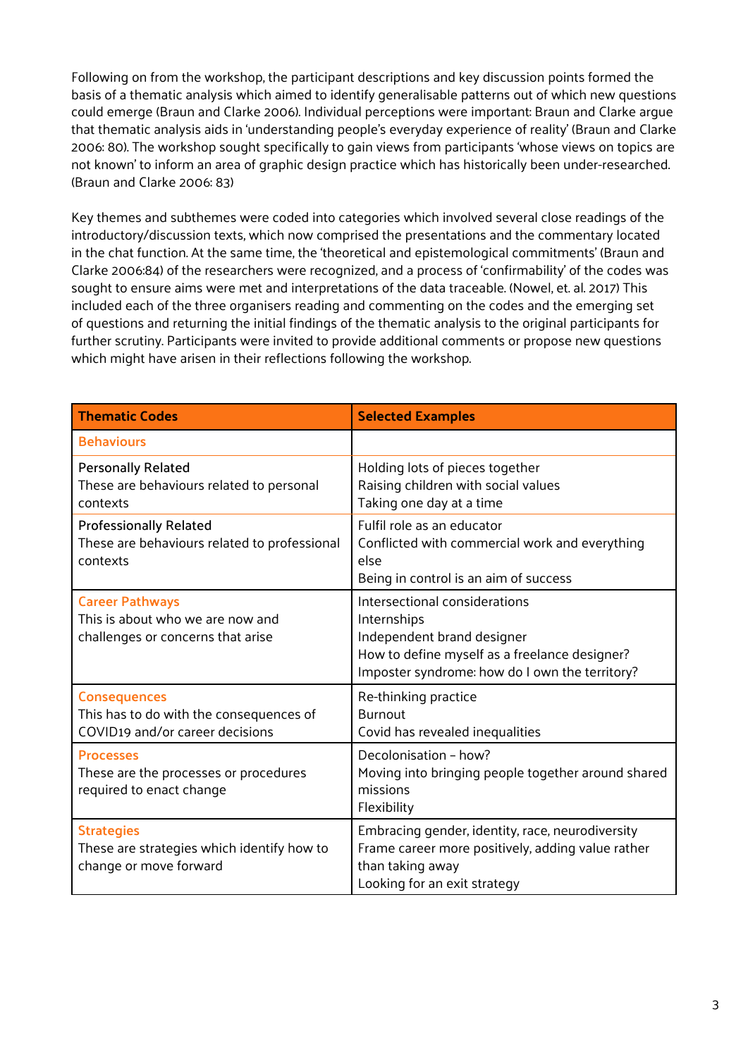Following on from the workshop, the participant descriptions and key discussion points formed the basis of a thematic analysis which aimed to identify generalisable patterns out of which new questions could emerge (Braun and Clarke 2006). Individual perceptions were important: Braun and Clarke argue that thematic analysis aids in 'understanding people's everyday experience of reality' (Braun and Clarke 2006: 80). The workshop sought specifically to gain views from participants 'whose views on topics are not known' to inform an area of graphic design practice which has historically been under-researched. (Braun and Clarke 2006: 83)

Key themes and subthemes were coded into categories which involved several close readings of the introductory/discussion texts, which now comprised the presentations and the commentary located in the chat function. At the same time, the 'theoretical and epistemological commitments' (Braun and Clarke 2006:84) of the researchers were recognized, and a process of 'confirmability' of the codes was sought to ensure aims were met and interpretations of the data traceable. (Nowel, et. al. 2017) This included each of the three organisers reading and commenting on the codes and the emerging set of questions and returning the initial findings of the thematic analysis to the original participants for further scrutiny. Participants were invited to provide additional comments or propose new questions which might have arisen in their reflections following the workshop.

| **Thematic Codes** | **Selected Examples** |
|---|---|
| **Behaviours** | |
| Personally Related<br>These are behaviours related to personal contexts | Holding lots of pieces together<br>Raising children with social values<br>Taking one day at a time |
| Professionally Related<br>These are behaviours related to professional contexts | Fulfil role as an educator<br>Conflicted with commercial work and everything else<br>Being in control is an aim of success |
| **Career Pathways**<br>This is about who we are now and challenges or concerns that arise | Intersectional considerations<br>Internships<br>Independent brand designer<br>How to define myself as a freelance designer?<br>Imposter syndrome: how do I own the territory? |
| **Consequences**<br>This has to do with the consequences of COVID19 and/or career decisions | Re-thinking practice<br>Burnout<br>Covid has revealed inequalities |
| **Processes**<br>These are the processes or procedures required to enact change | Decolonisation – how?<br>Moving into bringing people together around shared missions<br>Flexibility |
| **Strategies**<br>These are strategies which identify how to change or move forward | Embracing gender, identity, race, neurodiversity<br>Frame career more positively, adding value rather than taking away<br>Looking for an exit strategy |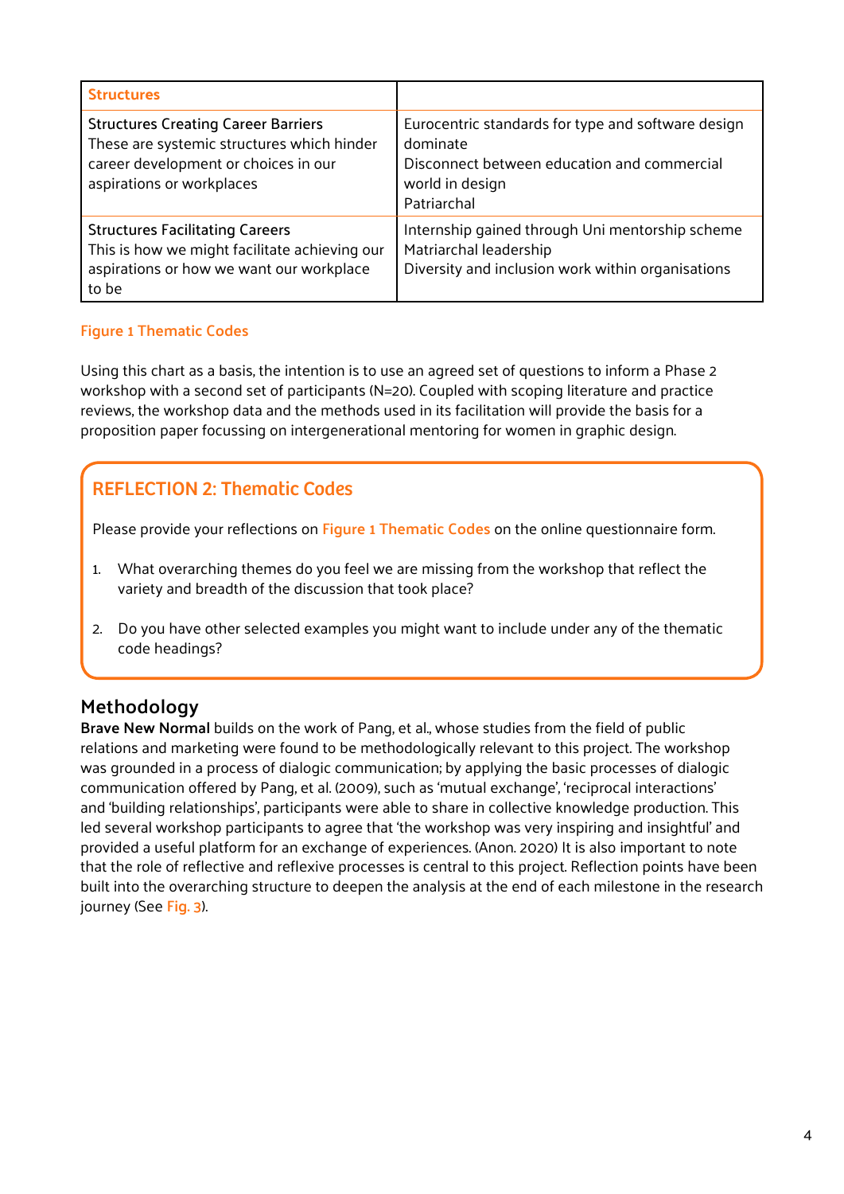| Structures | |
|---|---|
| Structures Creating Career Barriers<br>These are systemic structures which hinder career development or choices in our aspirations or workplaces | Eurocentric standards for type and software design dominate<br>Disconnect between education and commercial world in design<br>Patriarchal |
| Structures Facilitating Careers<br>This is how we might facilitate achieving our aspirations or how we want our workplace to be | Internship gained through Uni mentorship scheme<br>Matriarchal leadership<br>Diversity and inclusion work within organisations |

Figure 1 Thematic Codes

Using this chart as a basis, the intention is to use an agreed set of questions to inform a Phase 2 workshop with a second set of participants (N=20). Coupled with scoping literature and practice reviews, the workshop data and the methods used in its facilitation will provide the basis for a proposition paper focussing on intergenerational mentoring for women in graphic design.

### REFLECTION 2: Thematic Codes

Please provide your reflections on Figure 1 Thematic Codes on the online questionnaire form.

1. What overarching themes do you feel we are missing from the workshop that reflect the variety and breadth of the discussion that took place?
2. Do you have other selected examples you might want to include under any of the thematic code headings?

## Methodology

**Brave New Normal** builds on the work of Pang, et al., whose studies from the field of public relations and marketing were found to be methodologically relevant to this project. The workshop was grounded in a process of dialogic communication; by applying the basic processes of dialogic communication offered by Pang, et al. (2009), such as 'mutual exchange', 'reciprocal interactions' and 'building relationships', participants were able to share in collective knowledge production. This led several workshop participants to agree that 'the workshop was very inspiring and insightful' and provided a useful platform for an exchange of experiences. (Anon. 2020) It is also important to note that the role of reflective and reflexive processes is central to this project. Reflection points have been built into the overarching structure to deepen the analysis at the end of each milestone in the research journey (See Fig. 3).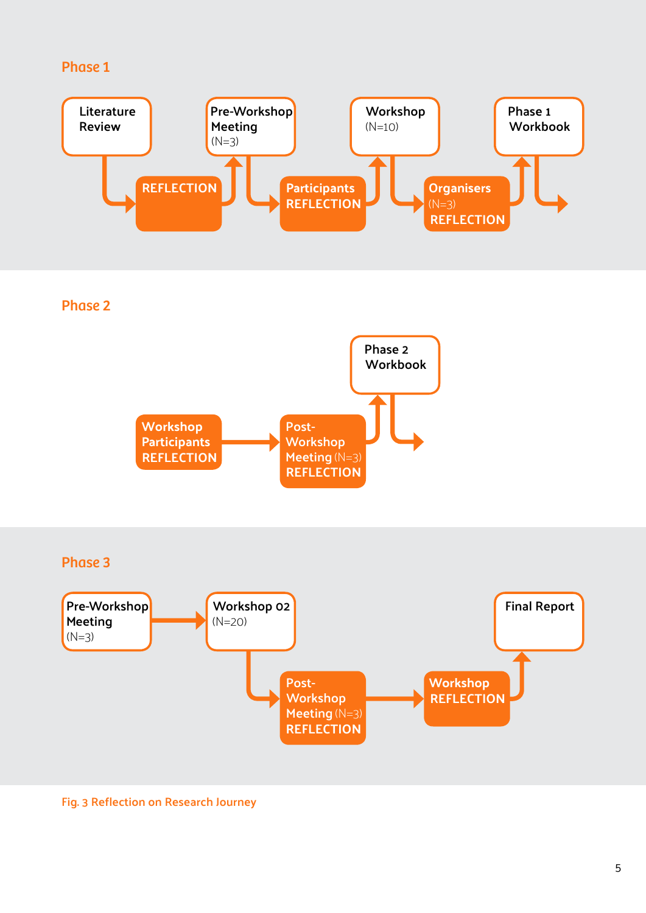### Phase 1

Literature Review → REFLECTION → Pre-Workshop Meeting (N=3) → Participants REFLECTION → Workshop (N=10) → Organisers (N=3) REFLECTION → Phase 1 Workbook →

### Phase 2

Workshop Participants REFLECTION → Post-Workshop Meeting (N=3) REFLECTION → Phase 2 Workbook →

### Phase 3

Pre-Workshop Meeting (N=3) → Workshop 02 (N=20) → Post-Workshop Meeting (N=3) REFLECTION → Workshop REFLECTION → Final Report

Fig. 3 Reflection on Research Journey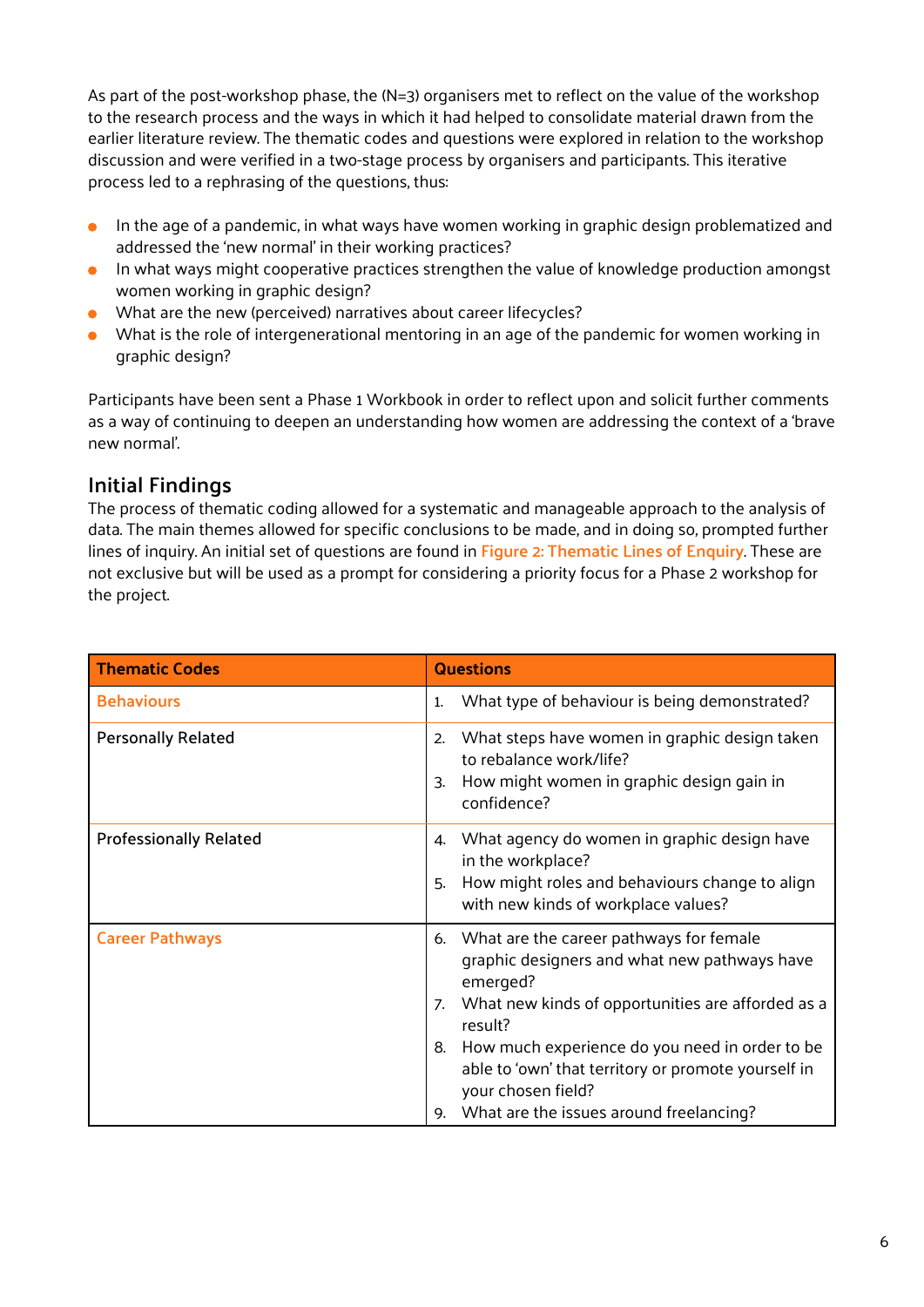As part of the post-workshop phase, the (N=3) organisers met to reflect on the value of the workshop to the research process and the ways in which it had helped to consolidate material drawn from the earlier literature review. The thematic codes and questions were explored in relation to the workshop discussion and were verified in a two-stage process by organisers and participants. This iterative process led to a rephrasing of the questions, thus:

- In the age of a pandemic, in what ways have women working in graphic design problematized and addressed the 'new normal' in their working practices?
- In what ways might cooperative practices strengthen the value of knowledge production amongst women working in graphic design?
- What are the new (perceived) narratives about career lifecycles?
- What is the role of intergenerational mentoring in an age of the pandemic for women working in graphic design?

Participants have been sent a Phase 1 Workbook in order to reflect upon and solicit further comments as a way of continuing to deepen an understanding how women are addressing the context of a 'brave new normal'.

## Initial Findings

The process of thematic coding allowed for a systematic and manageable approach to the analysis of data. The main themes allowed for specific conclusions to be made, and in doing so, prompted further lines of inquiry. An initial set of questions are found in Figure 2: Thematic Lines of Enquiry. These are not exclusive but will be used as a prompt for considering a priority focus for a Phase 2 workshop for the project.

| Thematic Codes | Questions |
|---|---|
| **Behaviours** | 1. What type of behaviour is being demonstrated? |
| Personally Related | 2. What steps have women in graphic design taken to rebalance work/life?<br>3. How might women in graphic design gain in confidence? |
| Professionally Related | 4. What agency do women in graphic design have in the workplace?<br>5. How might roles and behaviours change to align with new kinds of workplace values? |
| **Career Pathways** | 6. What are the career pathways for female graphic designers and what new pathways have emerged?<br>7. What new kinds of opportunities are afforded as a result?<br>8. How much experience do you need in order to be able to 'own' that territory or promote yourself in your chosen field?<br>9. What are the issues around freelancing? |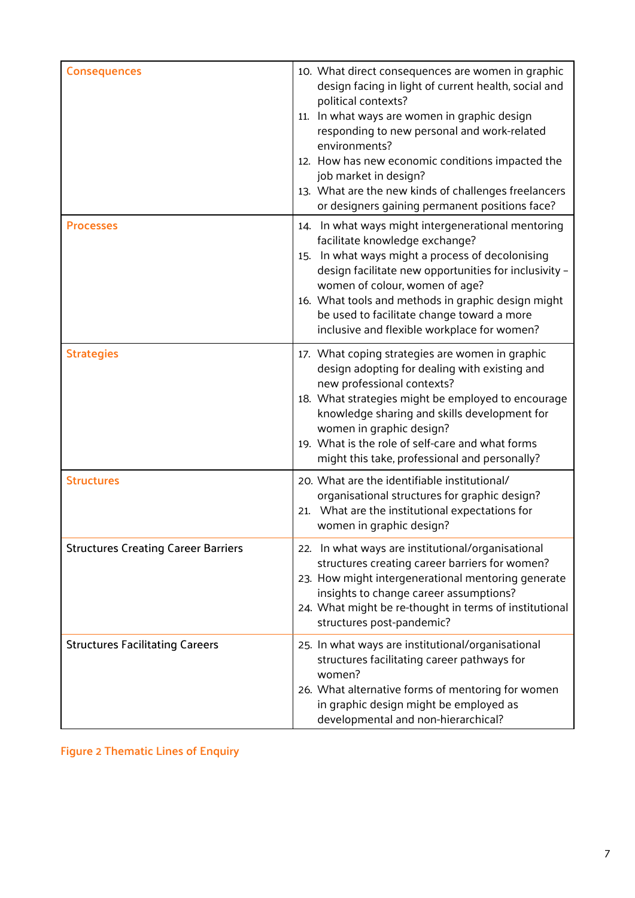| | |
|---|---|
| Consequences | 10. What direct consequences are women in graphic design facing in light of current health, social and political contexts?<br>11. In what ways are women in graphic design responding to new personal and work-related environments?<br>12. How has new economic conditions impacted the job market in design?<br>13. What are the new kinds of challenges freelancers or designers gaining permanent positions face? |
| Processes | 14. In what ways might intergenerational mentoring facilitate knowledge exchange?<br>15. In what ways might a process of decolonising design facilitate new opportunities for inclusivity – women of colour, women of age?<br>16. What tools and methods in graphic design might be used to facilitate change toward a more inclusive and flexible workplace for women? |
| Strategies | 17. What coping strategies are women in graphic design adopting for dealing with existing and new professional contexts?<br>18. What strategies might be employed to encourage knowledge sharing and skills development for women in graphic design?<br>19. What is the role of self-care and what forms might this take, professional and personally? |
| Structures | 20. What are the identifiable institutional/ organisational structures for graphic design?<br>21. What are the institutional expectations for women in graphic design? |
| Structures Creating Career Barriers | 22. In what ways are institutional/organisational structures creating career barriers for women?<br>23. How might intergenerational mentoring generate insights to change career assumptions?<br>24. What might be re-thought in terms of institutional structures post-pandemic? |
| Structures Facilitating Careers | 25. In what ways are institutional/organisational structures facilitating career pathways for women?<br>26. What alternative forms of mentoring for women in graphic design might be employed as developmental and non-hierarchical? |

Figure 2 Thematic Lines of Enquiry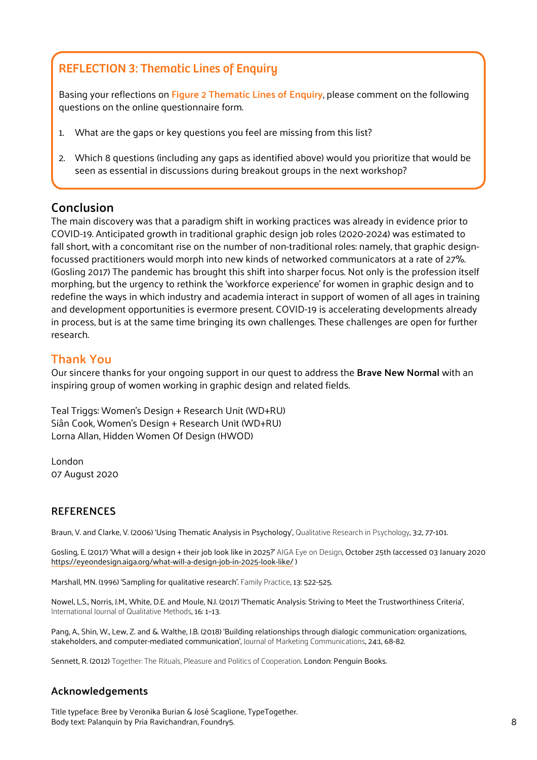## REFLECTION 3: Thematic Lines of Enquiry

Basing your reflections on Figure 2 Thematic Lines of Enquiry, please comment on the following questions on the online questionnaire form.

1. What are the gaps or key questions you feel are missing from this list?
2. Which 8 questions (including any gaps as identified above) would you prioritize that would be seen as essential in discussions during breakout groups in the next workshop?

## Conclusion

The main discovery was that a paradigm shift in working practices was already in evidence prior to COVID-19. Anticipated growth in traditional graphic design job roles (2020-2024) was estimated to fall short, with a concomitant rise on the number of non-traditional roles: namely, that graphic design-focussed practitioners would morph into new kinds of networked communicators at a rate of 27%. (Gosling 2017) The pandemic has brought this shift into sharper focus. Not only is the profession itself morphing, but the urgency to rethink the 'workforce experience' for women in graphic design and to redefine the ways in which industry and academia interact in support of women of all ages in training and development opportunities is evermore present. COVID-19 is accelerating developments already in process, but is at the same time bringing its own challenges. These challenges are open for further research.

## Thank You

Our sincere thanks for your ongoing support in our quest to address the **Brave New Normal** with an inspiring group of women working in graphic design and related fields.

Teal Triggs: Women's Design + Research Unit (WD+RU)
Siân Cook, Women's Design + Research Unit (WD+RU)
Lorna Allan, Hidden Women Of Design (HWOD)

London
07 August 2020

## REFERENCES

Braun, V. and Clarke, V. (2006) 'Using Thematic Analysis in Psychology', *Qualitative Research in Psychology*, 3:2, 77-101.

Gosling, E. (2017) 'What will a design + their job look like in 2025?' *AIGA Eye on Design*, October 25th (accessed 03 January 2020 https://eyeondesign.aiga.org/what-will-a-design-job-in-2025-look-like/ )

Marshall, MN. (1996) 'Sampling for qualitative research'. *Family Practice*, 13: 522-525.

Nowel, L.S., Norris, J.M., White, D.E. and Moule, N.J. (2017) 'Thematic Analysis: Striving to Meet the Trustworthiness Criteria', *International Journal of Qualitative Methods*, 16: 1–13.

Pang, A., Shin, W., Lew, Z. and &. Walthe, J.B. (2018) 'Building relationships through dialogic communication: organizations, stakeholders, and computer-mediated communication', *Journal of Marketing Communications*, 24:1, 68-82.

Sennett, R. (2012) *Together: The Rituals, Pleasure and Politics of Cooperation*. London: Penguin Books.

### Acknowledgements

Title typeface: Bree by Veronika Burian & José Scaglione, TypeTogether.
Body text: Palanquin by Pria Ravichandran, Foundry5.